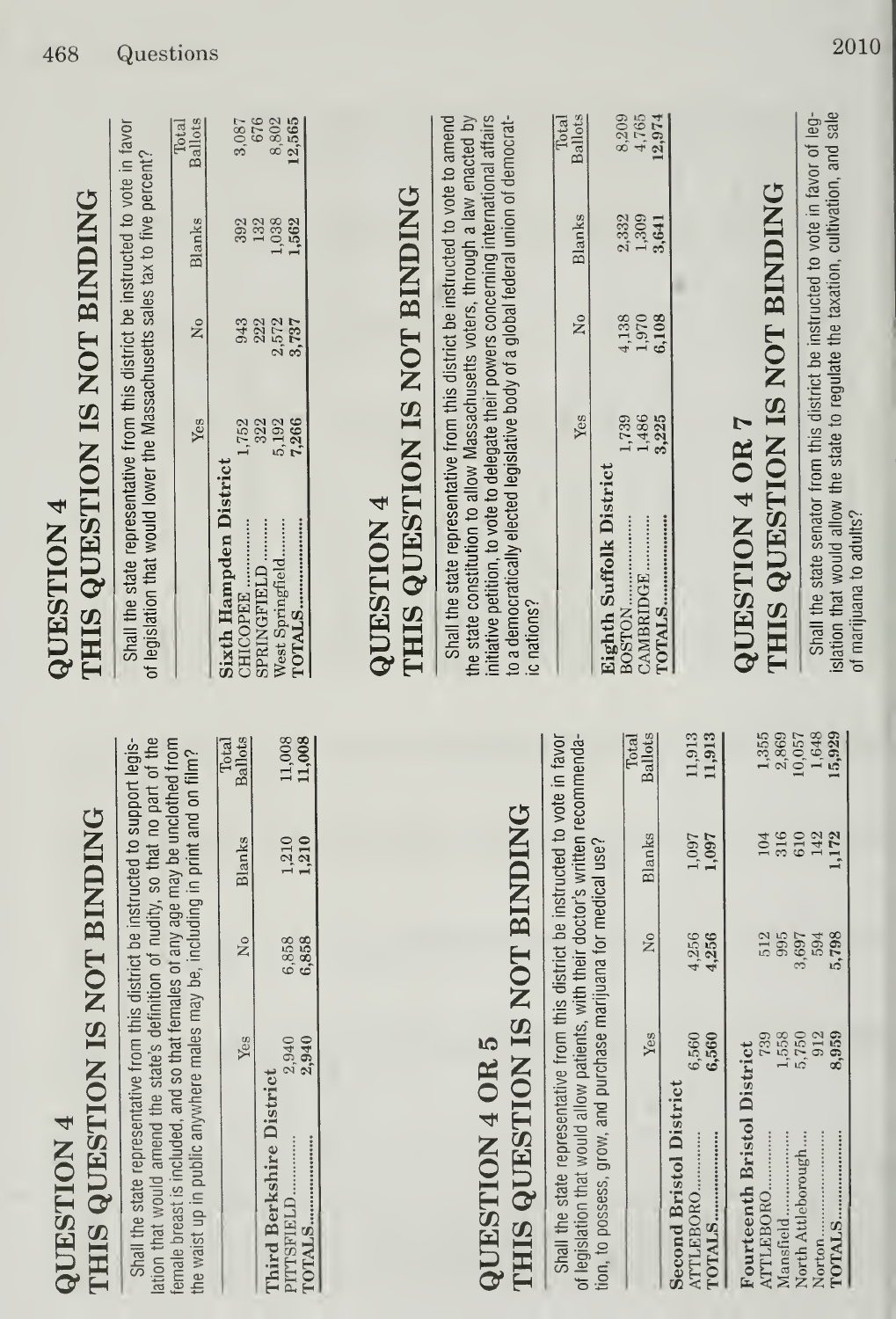## QUESTION 4
## THIS QUESTION IS NOT BINDING

Shall the state representative from this district be instructed to support legislation that would amend the state's definition of nudity, so that no part of the female breast is included, and so that females of any age may be unclothed from the waist up in public anywhere males may be, including in print and on film?

| | Yes | No | Blanks | Total Ballots |
|---|---|---|---|---|
| **Third Berkshire District** | | | | |
| PITTSFIELD | 2,940 | 6,858 | 1,210 | 11,008 |
| TOTALS | 2,940 | 6,858 | 1,210 | 11,008 |

## QUESTION 4 OR 5
## THIS QUESTION IS NOT BINDING

Shall the state representative from this district be instructed to vote in favor of legislation that would allow patients, with their doctor's written recommendation, to possess, grow, and purchase marijuana for medical use?

| | Yes | No | Blanks | Total Ballots |
|---|---|---|---|---|
| **Second Bristol District** | | | | |
| ATTLEBORO | 6,560 | 4,256 | 1,097 | 11,913 |
| TOTALS | 6,560 | 4,256 | 1,097 | 11,913 |
| **Fourteenth Bristol District** | | | | |
| ATTLEBORO | 739 | 512 | 104 | 1,355 |
| Mansfield | 1,558 | 995 | 316 | 2,869 |
| North Attleborough | 5,750 | 3,697 | 610 | 10,057 |
| Norton | 912 | 594 | 142 | 1,648 |
| TOTALS | 8,959 | 5,798 | 1,172 | 15,929 |

## QUESTION 4
## THIS QUESTION IS NOT BINDING

Shall the state representative from this district be instructed to vote in favor of legislation that would lower the Massachusetts sales tax to five percent?

| | Yes | No | Blanks | Total Ballots |
|---|---|---|---|---|
| **Sixth Hampden District** | | | | |
| CHICOPEE | 1,752 | 943 | 392 | 3,087 |
| SPRINGFIELD | 322 | 222 | 132 | 676 |
| West Springfield | 5,192 | 2,572 | 1,038 | 8,802 |
| TOTALS | 7,266 | 3,737 | 1,562 | 12,565 |

## QUESTION 4
## THIS QUESTION IS NOT BINDING

Shall the state representative from this district be instructed to vote to amend the state constitution to allow Massachusetts voters, through a law enacted by initiative petition, to vote to delegate their powers concerning international affairs to a democratically elected legislative body of a global federal union of democratic nations?

| | Yes | No | Blanks | Total Ballots |
|---|---|---|---|---|
| **Eighth Suffolk District** | | | | |
| BOSTON | 1,739 | 4,138 | 2,332 | 8,209 |
| CAMBRIDGE | 1,486 | 1,970 | 1,309 | 4,765 |
| TOTALS | 3,225 | 6,108 | 3,641 | 12,974 |

## QUESTION 4 OR 7
## THIS QUESTION IS NOT BINDING

Shall the state senator from this district be instructed to vote in favor of legislation that would allow the state to regulate the taxation, cultivation, and sale of marijuana to adults?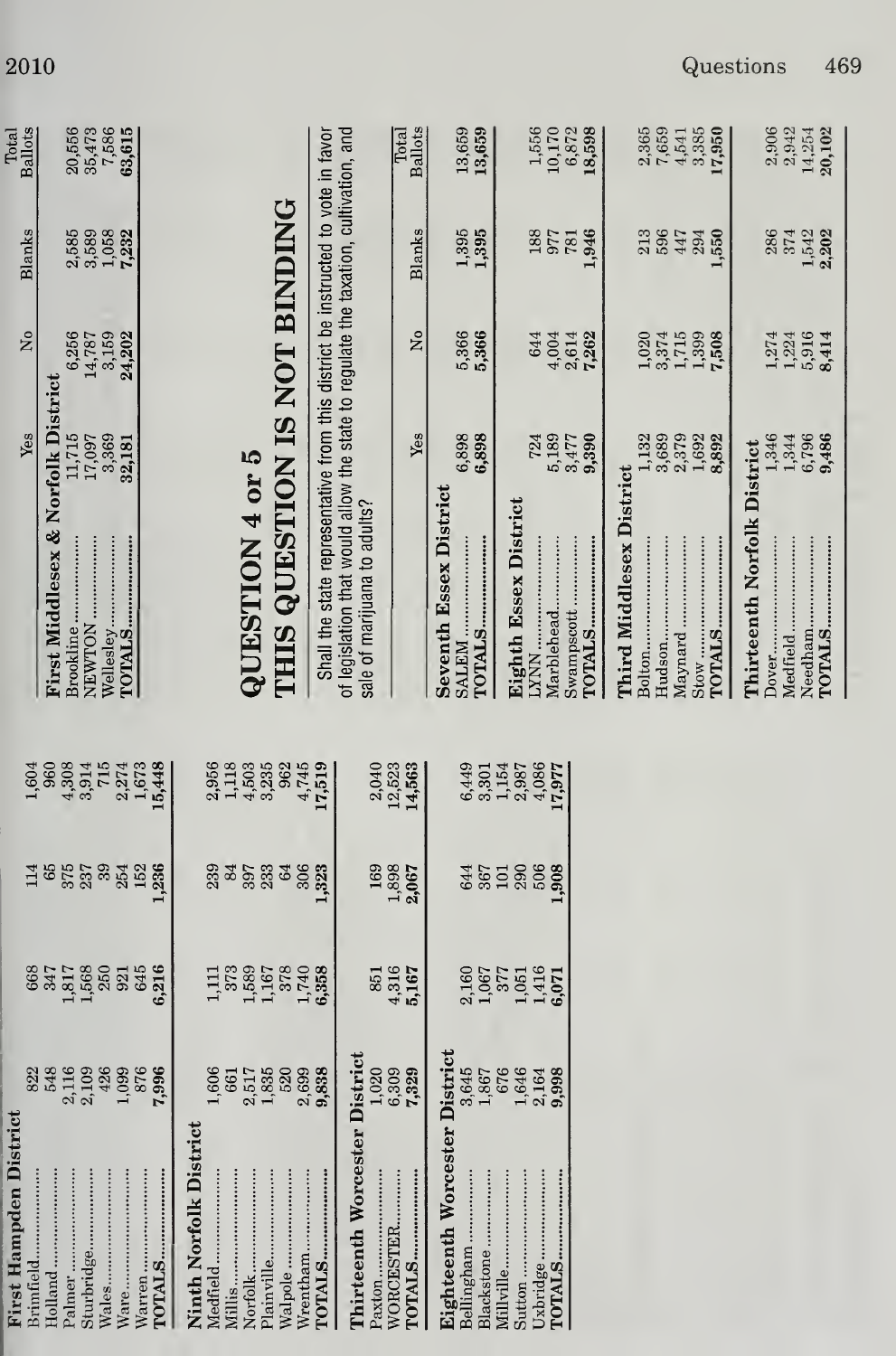| | Yes | No | Blanks | Total Ballots |
|---|---|---|---|---|
| **First Hampden District** | | | | |
| Brimfield | 822 | 668 | 114 | 1,604 |
| Holland | 548 | 347 | 65 | 960 |
| Palmer | 2,116 | 1,817 | 375 | 4,308 |
| Sturbridge | 2,109 | 1,568 | 237 | 3,914 |
| Wales | 426 | 250 | 39 | 715 |
| Ware | 1,099 | 921 | 254 | 2,274 |
| Warren | 876 | 645 | 152 | 1,673 |
| TOTALS | 7,996 | 6,216 | 1,236 | 15,448 |
| **Ninth Norfolk District** | | | | |
| Medfield | 1,606 | 1,111 | 239 | 2,956 |
| Millis | 661 | 373 | 84 | 1,118 |
| Norfolk | 2,517 | 1,589 | 397 | 4,503 |
| Plainville | 1,835 | 1,167 | 233 | 3,235 |
| Walpole | 520 | 378 | 64 | 962 |
| Wrentham | 2,699 | 1,740 | 306 | 4,745 |
| TOTALS | 9,838 | 6,358 | 1,323 | 17,519 |
| **Thirteenth Worcester District** | | | | |
| Paxton | 1,020 | 851 | 169 | 2,040 |
| WORCESTER | 6,309 | 4,316 | 1,898 | 12,523 |
| TOTALS | 7,329 | 5,167 | 2,067 | 14,563 |
| **Eighteenth Worcester District** | | | | |
| Bellingham | 3,645 | 2,160 | 644 | 6,449 |
| Blackstone | 1,867 | 1,067 | 367 | 3,301 |
| Millville | 676 | 377 | 101 | 1,154 |
| Sutton | 1,646 | 1,051 | 290 | 2,987 |
| Uxbridge | 2,164 | 1,416 | 506 | 4,086 |
| TOTALS | 9,998 | 6,071 | 1,908 | 17,977 |
| **First Middlesex & Norfolk District** | | | | |
| Brookline | 11,715 | 6,256 | 2,585 | 20,556 |
| NEWTON | 17,097 | 14,787 | 3,589 | 35,473 |
| Wellesley | 3,369 | 3,159 | 1,058 | 7,586 |
| TOTALS | 32,181 | 24,202 | 7,232 | 63,615 |

# QUESTION 4 or 5

# THIS QUESTION IS NOT BINDING

Shall the state representative from this district be instructed to vote in favor of legislation that would allow the state to regulate the taxation, cultivation, and sale of marijuana to adults?

| | Yes | No | Blanks | Total Ballots |
|---|---|---|---|---|
| **Seventh Essex District** | | | | |
| SALEM | 6,898 | 5,366 | 1,395 | 13,659 |
| TOTALS | 6,898 | 5,366 | 1,395 | 13,659 |
| **Eighth Essex District** | | | | |
| LYNN | 724 | 644 | 188 | 1,556 |
| Marblehead | 5,189 | 4,004 | 977 | 10,170 |
| Swampscott | 3,477 | 2,614 | 781 | 6,872 |
| TOTALS | 9,390 | 7,262 | 1,946 | 18,598 |
| **Third Middlesex District** | | | | |
| Bolton | 1,132 | 1,020 | 213 | 2,365 |
| Hudson | 3,689 | 3,374 | 596 | 7,659 |
| Maynard | 2,379 | 1,715 | 447 | 4,541 |
| Stow | 1,692 | 1,399 | 294 | 3,385 |
| TOTALS | 8,892 | 7,508 | 1,550 | 17,950 |
| **Thirteenth Norfolk District** | | | | |
| Dover | 1,346 | 1,274 | 286 | 2,906 |
| Medfield | 1,344 | 1,224 | 374 | 2,942 |
| Needham | 6,796 | 5,916 | 1,542 | 14,254 |
| TOTALS | 9,486 | 8,414 | 2,202 | 20,102 |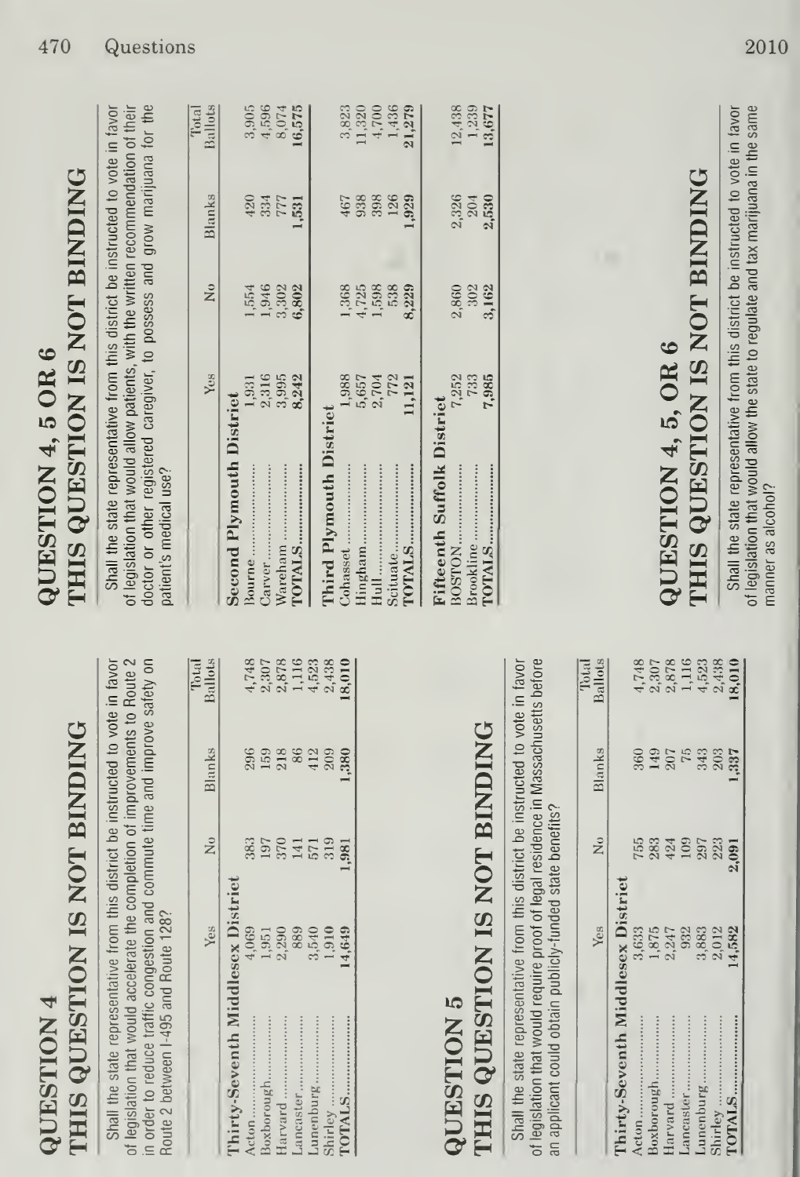## QUESTION 4

### THIS QUESTION IS NOT BINDING

Shall the state representative from this district be instructed to vote in favor of legislation that would accelerate the completion of improvements to Route 2 in order to reduce traffic congestion and commute time and improve safety on Route 2 between I-495 and Route 128?

| | Yes | No | Blanks | Total Ballots |
|---|---|---|---|---|
| **Thirty-Seventh Middlesex District** | | | | |
| Acton | 4,069 | 383 | 296 | 4,748 |
| Boxborough | 1,951 | 197 | 159 | 2,307 |
| Harvard | 2,290 | 370 | 218 | 2,878 |
| Lancaster | 889 | 141 | 86 | 1,116 |
| Lunenburg | 3,540 | 571 | 412 | 4,523 |
| Shirley | 1,910 | 319 | 209 | 2,438 |
| TOTALS | 14,649 | 1,981 | 1,380 | 18,010 |

## QUESTION 5

### THIS QUESTION IS NOT BINDING

Shall the state representative from this district be instructed to vote in favor of legislation that would require proof of legal residence in Massachusetts before an applicant could obtain publicly-funded state benefits?

| | Yes | No | Blanks | Total Ballots |
|---|---|---|---|---|
| **Thirty-Seventh Middlesex District** | | | | |
| Acton | 3,633 | 755 | 360 | 4,748 |
| Boxborough | 1,875 | 283 | 149 | 2,307 |
| Harvard | 2,247 | 424 | 207 | 2,878 |
| Lancaster | 932 | 109 | 75 | 1,116 |
| Lunenburg | 3,883 | 297 | 343 | 4,523 |
| Shirley | 2,012 | 223 | 203 | 2,438 |
| TOTALS | 14,582 | 2,091 | 1,337 | 18,010 |

## QUESTION 4, 5 OR 6

### THIS QUESTION IS NOT BINDING

Shall the state representative from this district be instructed to vote in favor of legislation that would allow patients, with the written recommendation of their doctor or other registered caregiver, to possess and grow marijuana for the patient's medical use?

| | Yes | No | Blanks | Total Ballots |
|---|---|---|---|---|
| **Second Plymouth District** | | | | |
| Bourne | 1,931 | 1,554 | 420 | 3,905 |
| Carver | 2,316 | 1,946 | 334 | 4,596 |
| Wareham | 3,995 | 3,302 | 777 | 8,074 |
| TOTALS | 8,242 | 6,802 | 1,531 | 16,575 |
| **Third Plymouth District** | | | | |
| Cohasset | 1,988 | 1,368 | 467 | 3,823 |
| Hingham | 5,657 | 4,725 | 938 | 11,320 |
| Hull | 2,704 | 1,598 | 398 | 4,700 |
| Scituate | 772 | 538 | 126 | 1,436 |
| TOTALS | 11,121 | 8,229 | 1,929 | 21,279 |
| **Fifteenth Suffolk District** | | | | |
| BOSTON | 7,252 | 2,860 | 2,326 | 12,438 |
| Brookline | 733 | 302 | 204 | 1,239 |
| TOTALS | 7,985 | 3,162 | 2,530 | 13,677 |

## QUESTION 4, 5, OR 6

### THIS QUESTION IS NOT BINDING

Shall the state representative from this district be instructed to vote in favor of legislation that would allow the state to regulate and tax marijuana in the same manner as alcohol?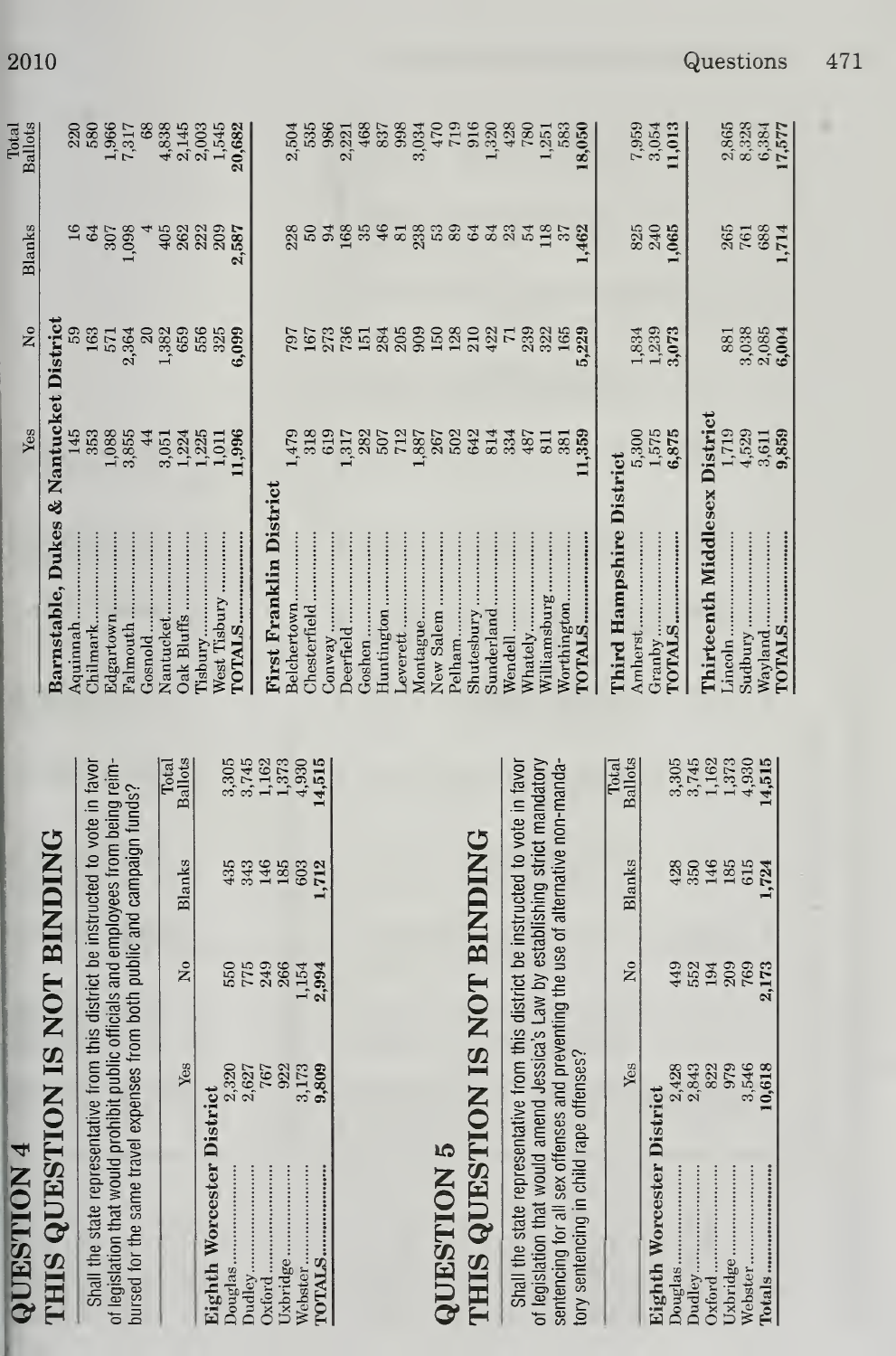## QUESTION 4

### THIS QUESTION IS NOT BINDING

Shall the state representative from this district be instructed to vote in favor of legislation that would prohibit public officials and employees from being reimbursed for the same travel expenses from both public and campaign funds?

| | Yes | No | Blanks | Total Ballots |
|---|---|---|---|---|
| **Eighth Worcester District** | | | | |
| Douglas | 2,320 | 550 | 435 | 3,305 |
| Dudley | 2,627 | 775 | 343 | 3,745 |
| Oxford | 767 | 249 | 146 | 1,162 |
| Uxbridge | 922 | 266 | 185 | 1,373 |
| Webster | 3,173 | 1,154 | 603 | 4,930 |
| **TOTALS** | **9,809** | **2,994** | **1,712** | **14,515** |

## QUESTION 5

### THIS QUESTION IS NOT BINDING

Shall the state representative from this district be instructed to vote in favor of legislation that would amend Jessica's Law by establishing strict mandatory sentencing for all sex offenses and preventing the use of alternative non-mandatory sentencing in child rape offenses?

| | Yes | No | Blanks | Total Ballots |
|---|---|---|---|---|
| **Eighth Worcester District** | | | | |
| Douglas | 2,428 | 449 | 428 | 3,305 |
| Dudley | 2,843 | 552 | 350 | 3,745 |
| Oxford | 822 | 194 | 146 | 1,162 |
| Uxbridge | 979 | 209 | 185 | 1,373 |
| Webster | 3,546 | 769 | 615 | 4,930 |
| **Totals** | **10,618** | **2,173** | **1,724** | **14,515** |

| | Yes | No | Blanks | Total Ballots |
|---|---|---|---|---|
| **Barnstable, Dukes & Nantucket District** | | | | |
| Aquinnah | 145 | 59 | 16 | 220 |
| Chilmark | 353 | 163 | 64 | 580 |
| Edgartown | 1,088 | 571 | 307 | 1,966 |
| Falmouth | 3,855 | 2,364 | 1,098 | 7,317 |
| Gosnold | 44 | 20 | 4 | 68 |
| Nantucket | 3,051 | 1,382 | 405 | 4,838 |
| Oak Bluffs | 1,224 | 659 | 262 | 2,145 |
| Tisbury | 1,225 | 556 | 222 | 2,003 |
| West Tisbury | 1,011 | 325 | 209 | 1,545 |
| **TOTALS** | **11,996** | **6,099** | **2,587** | **20,682** |
| **First Franklin District** | | | | |
| Belchertown | 1,479 | 797 | 228 | 2,504 |
| Chesterfield | 318 | 167 | 50 | 535 |
| Conway | 619 | 273 | 94 | 986 |
| Deerfield | 1,317 | 736 | 168 | 2,221 |
| Goshen | 282 | 151 | 35 | 468 |
| Huntington | 507 | 284 | 46 | 837 |
| Leverett | 712 | 205 | 81 | 998 |
| Montague | 1,887 | 909 | 238 | 3,034 |
| New Salem | 267 | 150 | 53 | 470 |
| Pelham | 502 | 128 | 89 | 719 |
| Shutesbury | 642 | 210 | 64 | 916 |
| Sunderland | 814 | 422 | 84 | 1,320 |
| Wendell | 334 | 71 | 23 | 428 |
| Whately | 487 | 239 | 54 | 780 |
| Williamsburg | 811 | 322 | 118 | 1,251 |
| Worthington | 381 | 165 | 37 | 583 |
| **TOTALS** | **11,359** | **5,229** | **1,462** | **18,050** |
| **Third Hampshire District** | | | | |
| Amherst | 5,300 | 1,834 | 825 | 7,959 |
| Granby | 1,575 | 1,239 | 240 | 3,054 |
| **TOTALS** | **6,875** | **3,073** | **1,065** | **11,013** |
| **Thirteenth Middlesex District** | | | | |
| Lincoln | 1,719 | 881 | 265 | 2,865 |
| Sudbury | 4,529 | 3,038 | 761 | 8,328 |
| Wayland | 3,611 | 2,085 | 688 | 6,384 |
| **TOTALS** | **9,859** | **6,004** | **1,714** | **17,577** |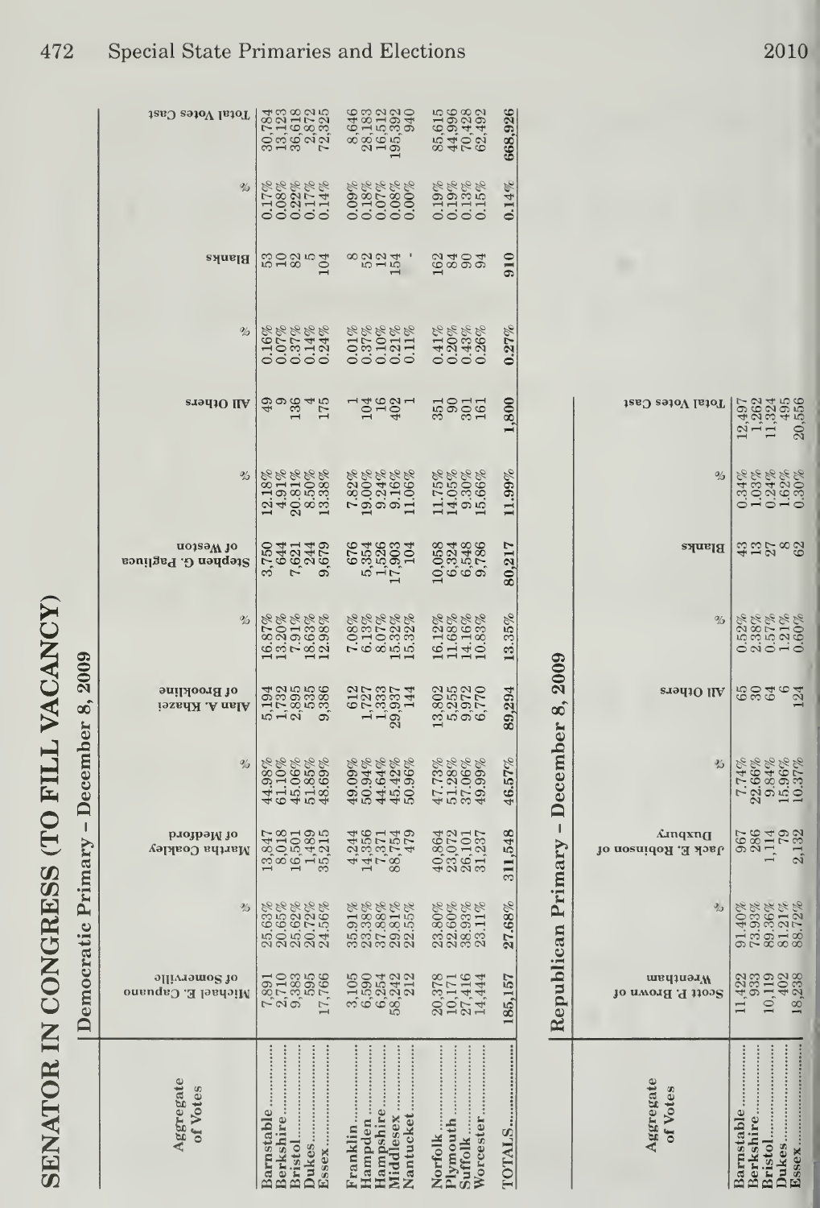# SENATOR IN CONGRESS (TO FILL VACANCY)

## Democratic Primary – December 8, 2009

| Aggregate of Votes | Michael E. Capuano of Somerville | % | Martha Coakley of Medford | % | Alan A. Khazei of Brookline | % | Stephen G. Pagliuca of Weston | % | All Others | % | Blanks | % | Total Votes Cast |
|---|---|---|---|---|---|---|---|---|---|---|---|---|---|
| Barnstable | 7,891 | 25.63% | 13,847 | 44.98% | 5,194 | 16.87% | 3,750 | 12.18% | 49 | 0.16% | 53 | 0.17% | 30,784 |
| Berkshire | 2,710 | 20.65% | 8,018 | 61.10% | 1,732 | 13.20% | 644 | 4.91% | 9 | 0.07% | 10 | 0.08% | 13,123 |
| Bristol | 9,383 | 25.62% | 16,501 | 45.06% | 2,895 | 7.91% | 7,621 | 20.81% | 136 | 0.37% | 82 | 0.22% | 36,618 |
| Dukes | 595 | 20.72% | 1,489 | 51.85% | 535 | 18.63% | 244 | 8.50% | 4 | 0.14% | 5 | 0.17% | 2,872 |
| Essex | 17,766 | 24.56% | 35,215 | 48.69% | 9,386 | 12.98% | 9,679 | 13.38% | 175 | 0.24% | 104 | 0.14% | 72,325 |
| Franklin | 3,105 | 35.91% | 4,244 | 49.09% | 612 | 7.08% | 676 | 7.82% | 1 | 0.01% | 8 | 0.09% | 8,646 |
| Hampden | 6,590 | 23.38% | 14,356 | 50.94% | 1,727 | 6.13% | 5,354 | 19.00% | 104 | 0.37% | 52 | 0.18% | 28,183 |
| Hampshire | 6,254 | 37.88% | 7,371 | 44.64% | 1,333 | 8.07% | 1,526 | 9.24% | 16 | 0.10% | 12 | 0.07% | 16,512 |
| Middlesex | 58,242 | 29.81% | 88,754 | 45.42% | 29,937 | 15.32% | 17,903 | 9.16% | 402 | 0.21% | 154 | 0.08% | 195,392 |
| Nantucket | 212 | 22.55% | 479 | 50.96% | 144 | 15.32% | 104 | 11.06% | 1 | 0.11% | - | 0.00% | 940 |
| Norfolk | 20,378 | 23.80% | 40,864 | 47.73% | 13,802 | 16.12% | 10,058 | 11.75% | 351 | 0.41% | 162 | 0.19% | 85,615 |
| Plymouth | 10,171 | 22.60% | 23,072 | 51.28% | 5,255 | 11.68% | 6,324 | 14.05% | 90 | 0.20% | 84 | 0.19% | 44,996 |
| Suffolk | 27,416 | 38.93% | 26,101 | 37.06% | 9,972 | 14.16% | 6,548 | 9.30% | 301 | 0.43% | 90 | 0.13% | 70,428 |
| Worcester | 14,444 | 23.11% | 31,237 | 49.99% | 6,770 | 10.83% | 9,786 | 15.66% | 161 | 0.26% | 94 | 0.15% | 62,492 |
| TOTALS | 185,157 | 27.68% | 311,548 | 46.57% | 89,294 | 13.35% | 80,217 | 11.99% | 1,800 | 0.27% | 910 | 0.14% | 668,926 |

## Republican Primary – December 8, 2009

| Aggregate of Votes | Scott P. Brown of Wrentham | % | Jack E. Robinson of Duxbury | % | All Others | % | Blanks | % | Total Votes Cast |
|---|---|---|---|---|---|---|---|---|---|
| Barnstable | 11,422 | 91.40% | 967 | 7.74% | 65 | 0.52% | 43 | 0.34% | 12,497 |
| Berkshire | 933 | 73.93% | 286 | 22.66% | 30 | 2.38% | 13 | 1.03% | 1,262 |
| Bristol | 10,119 | 89.36% | 1,114 | 9.84% | 64 | 0.57% | 27 | 0.24% | 11,324 |
| Dukes | 402 | 81.21% | 79 | 15.96% | 6 | 1.21% | 8 | 1.62% | 495 |
| Essex | 18,238 | 88.72% | 2,132 | 10.37% | 124 | 0.60% | 62 | 0.30% | 20,556 |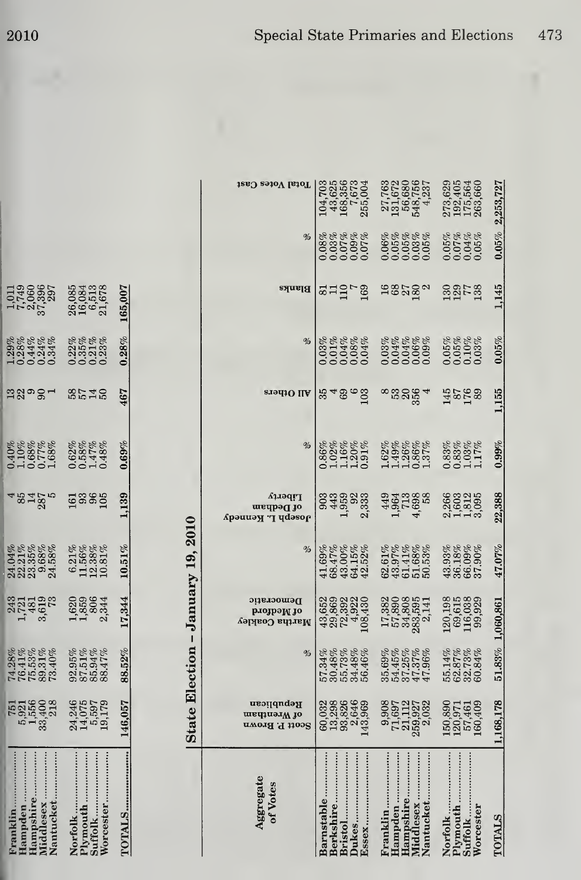| | | | | | | | | | | | | |
|---|---|---|---|---|---|---|---|---|---|---|---|---|
| Franklin | 751 | 74.28% | 243 | 24.04% | 4 | 0.40% | 13 | 1.29% | 1,011 | | | |
| Hampden | 5,921 | 76.41% | 1,721 | 22.21% | 85 | 1.10% | 22 | 0.28% | 7,749 | | | |
| Hampshire | 1,556 | 75.53% | 481 | 23.35% | 14 | 0.68% | 9 | 0.44% | 2,060 | | | |
| Middlesex | 33,400 | 89.31% | 3,619 | 9.68% | 287 | 0.77% | 90 | 0.24% | 37,396 | | | |
| Nantucket | 218 | 73.40% | 73 | 24.58% | 5 | 1.68% | 1 | 0.34% | 297 | | | |
| Norfolk | 24,246 | 92.95% | 1,620 | 6.21% | 161 | 0.62% | 58 | 0.22% | 26,085 | | | |
| Plymouth | 14,075 | 87.51% | 1,859 | 11.56% | 93 | 0.58% | 57 | 0.35% | 16,084 | | | |
| Suffolk | 5,597 | 85.94% | 806 | 12.38% | 96 | 1.47% | 14 | 0.21% | 6,513 | | | |
| Worcester | 19,179 | 88.47% | 2,344 | 10.81% | 105 | 0.48% | 50 | 0.23% | 21,678 | | | |
| TOTALS | 146,057 | 88.52% | 17,344 | 10.51% | 1,139 | 0.69% | 467 | 0.28% | 165,007 | | | |

## State Election – January 19, 2010

| Aggregate of Votes | Scott P. Brown of Wrentham Republican | % | Martha Coakley of Medford Democratic | % | Joseph L. Kennedy of Dedham Liberty | % | All Others | % | Blanks | % | Total Votes Cast |
|---|---|---|---|---|---|---|---|---|---|---|---|
| Barnstable | 60,032 | 57.34% | 43,652 | 41.69% | 903 | 0.86% | 35 | 0.03% | 81 | 0.08% | 104,703 |
| Berkshire | 13,298 | 30.48% | 29,869 | 68.47% | 443 | 1.02% | 4 | 0.01% | 11 | 0.03% | 43,625 |
| Bristol | 93,826 | 55.73% | 72,392 | 43.00% | 1,959 | 1.16% | 69 | 0.04% | 110 | 0.07% | 168,356 |
| Dukes | 2,646 | 34.48% | 4,922 | 64.15% | 92 | 1.20% | 6 | 0.08% | 7 | 0.09% | 7,673 |
| Essex | 143,969 | 56.46% | 108,430 | 42.52% | 2,333 | 0.91% | 103 | 0.04% | 169 | 0.07% | 255,004 |
| Franklin | 9,908 | 35.69% | 17,382 | 62.61% | 449 | 1.62% | 8 | 0.03% | 16 | 0.06% | 27,763 |
| Hampden | 71,697 | 54.45% | 57,890 | 43.97% | 1,964 | 1.49% | 53 | 0.04% | 68 | 0.05% | 131,672 |
| Hampshire | 21,112 | 37.25% | 34,808 | 61.41% | 713 | 1.26% | 20 | 0.04% | 27 | 0.05% | 56,680 |
| Middlesex | 259,927 | 47.37% | 283,595 | 51.68% | 4,698 | 0.86% | 356 | 0.06% | 180 | 0.03% | 548,756 |
| Nantucket | 2,032 | 47.96% | 2,141 | 50.53% | 58 | 1.37% | 4 | 0.09% | 2 | 0.05% | 4,237 |
| Norfolk | 150,890 | 55.14% | 120,198 | 43.93% | 2,266 | 0.83% | 145 | 0.05% | 130 | 0.05% | 273,629 |
| Plymouth | 120,971 | 62.87% | 69,615 | 36.18% | 1,603 | 0.83% | 87 | 0.05% | 129 | 0.07% | 192,405 |
| Suffolk | 57,461 | 32.73% | 116,038 | 66.09% | 1,812 | 1.03% | 176 | 0.10% | 77 | 0.04% | 175,564 |
| Worcester | 160,409 | 60.84% | 99,929 | 37.90% | 3,095 | 1.17% | 89 | 0.03% | 138 | 0.05% | 263,660 |
| TOTALS | 1,168,178 | 51.83% | 1,060,861 | 47.07% | 22,388 | 0.99% | 1,155 | 0.05% | 1,145 | 0.05% | 2,253,727 |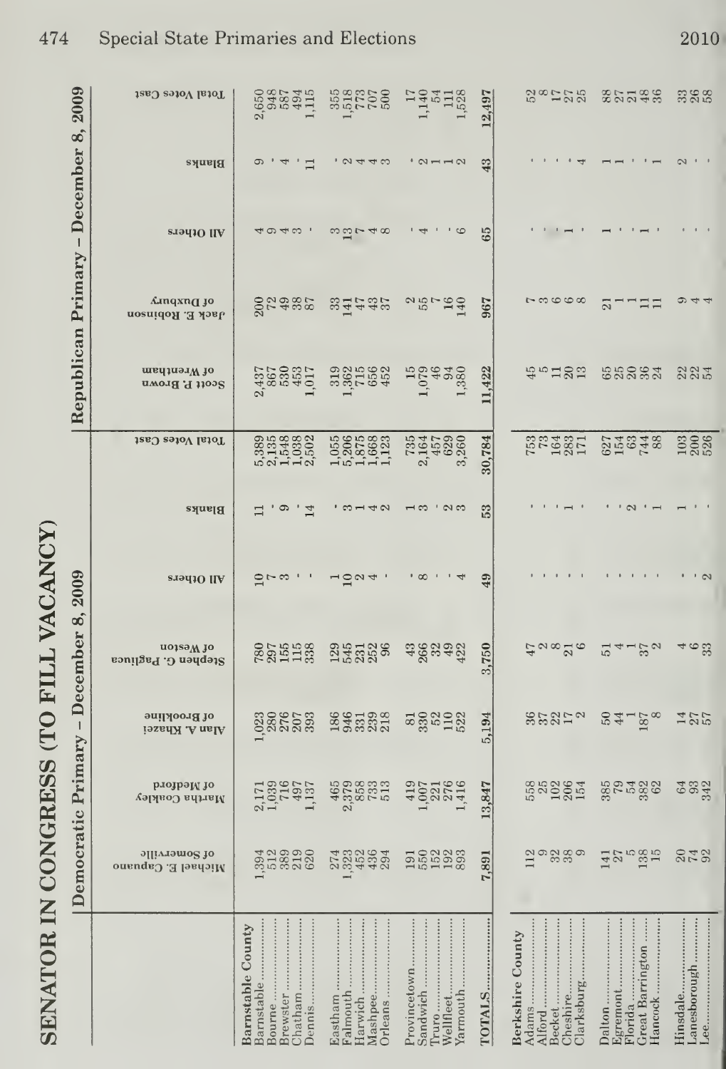# SENATOR IN CONGRESS (TO FILL VACANCY)

| | Democratic Primary – December 8, 2009 | | | | | | | Republican Primary – December 8, 2009 | | | | |
|---|---|---|---|---|---|---|---|---|---|---|---|---|
| | Michael E. Capuano of Somerville | Martha Coakley of Medford | Alan A. Khazei of Brookline | Stephen G. Pagliuca of Weston | All Others | Blanks | Total Votes Cast | Scott P. Brown of Wrentham | Jack E. Robinson of Duxbury | All Others | Blanks | Total Votes Cast |
| **Barnstable County** | | | | | | | | | | | | |
| Barnstable | 1,394 | 2,171 | 1,023 | 780 | 10 | 11 | 5,389 | 2,437 | 200 | 4 | 9 | 2,650 |
| Bourne | 512 | 1,039 | 280 | 297 | 7 | - | 2,135 | 867 | 72 | 9 | - | 948 |
| Brewster | 389 | 716 | 276 | 155 | 3 | 9 | 1,548 | 530 | 49 | 4 | 4 | 587 |
| Chatham | 219 | 497 | 207 | 115 | - | - | 1,038 | 453 | 38 | 3 | - | 494 |
| Dennis | 620 | 1,137 | 393 | 338 | - | 14 | 2,502 | 1,017 | 87 | - | 11 | 1,115 |
| Eastham | 274 | 465 | 186 | 129 | 1 | - | 1,055 | 319 | 33 | 3 | - | 355 |
| Falmouth | 1,323 | 2,379 | 946 | 545 | 10 | 3 | 5,206 | 1,362 | 141 | 13 | 2 | 1,518 |
| Harwich | 452 | 858 | 331 | 231 | 2 | 1 | 1,875 | 715 | 47 | 7 | 4 | 773 |
| Mashpee | 436 | 733 | 239 | 252 | 4 | 4 | 1,668 | 656 | 43 | 4 | 4 | 707 |
| Orleans | 294 | 513 | 218 | 96 | - | 2 | 1,123 | 452 | 37 | 8 | 3 | 500 |
| Provincetown | 191 | 419 | 81 | 43 | - | 1 | 735 | 15 | 2 | - | - | 17 |
| Sandwich | 550 | 1,007 | 330 | 266 | 8 | 3 | 2,164 | 1,079 | 55 | 4 | 2 | 1,140 |
| Truro | 152 | 221 | 52 | 32 | - | - | 457 | 46 | 7 | - | 1 | 54 |
| Wellfleet | 192 | 276 | 110 | 49 | - | 2 | 629 | 94 | 16 | - | 1 | 111 |
| Yarmouth | 893 | 1,416 | 522 | 422 | 4 | 3 | 3,260 | 1,380 | 140 | 6 | 2 | 1,528 |
| **TOTALS** | **7,891** | **13,847** | **5,194** | **3,750** | **49** | **53** | **30,784** | **11,422** | **967** | **65** | **43** | **12,497** |
| **Berkshire County** | | | | | | | | | | | | |
| Adams | 112 | 558 | 36 | 47 | - | - | 753 | 45 | 7 | - | - | 52 |
| Alford | 9 | 25 | 37 | 2 | - | - | 73 | 5 | 3 | - | - | 8 |
| Becket | 32 | 102 | 22 | 8 | - | - | 164 | 11 | 6 | - | - | 17 |
| Cheshire | 38 | 206 | 17 | 21 | - | 1 | 283 | 20 | 6 | 1 | - | 27 |
| Clarksburg | 9 | 154 | 2 | 6 | - | - | 171 | 13 | 8 | - | 4 | 25 |
| Dalton | 141 | 385 | 50 | 51 | - | - | 627 | 65 | 21 | 1 | 1 | 88 |
| Egremont | 27 | 79 | 44 | 4 | - | - | 154 | 25 | 1 | - | 1 | 27 |
| Florida | 5 | 54 | 1 | 1 | - | 2 | 63 | 20 | 1 | - | - | 21 |
| Great Barrington | 138 | 382 | 187 | 37 | - | - | 744 | 36 | 11 | 1 | - | 48 |
| Hancock | 15 | 62 | 8 | 2 | - | 1 | 88 | 24 | 11 | - | 1 | 36 |
| Hinsdale | 20 | 64 | 14 | 4 | - | 1 | 103 | 22 | 9 | - | 2 | 33 |
| Lanesborough | 74 | 93 | 27 | 6 | - | - | 200 | 22 | 4 | - | - | 26 |
| Lee | 92 | 342 | 57 | 33 | 2 | - | 526 | 54 | 4 | - | - | 58 |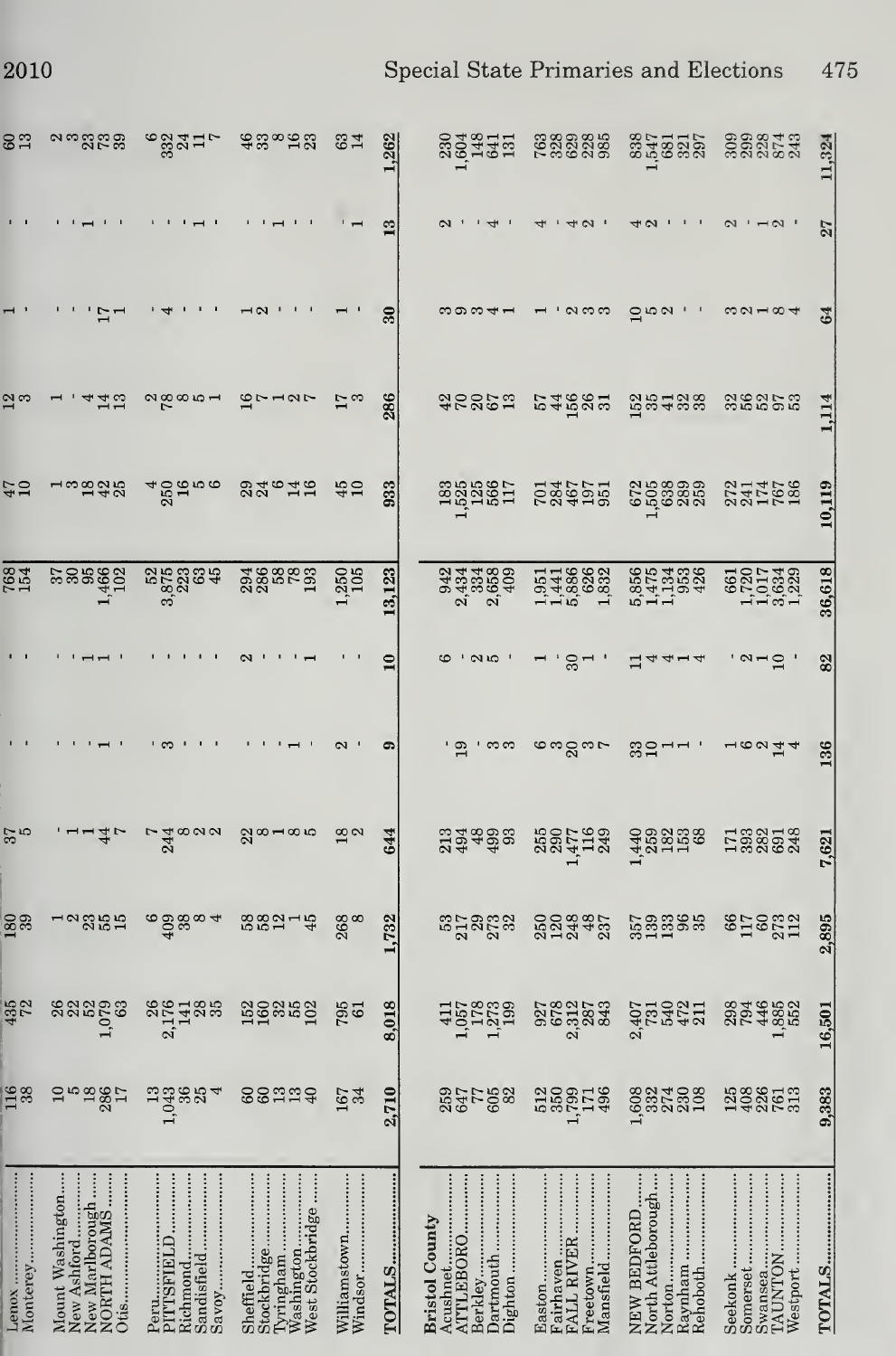| | | | | | | | | | | | | |
|---|---|---|---|---|---|---|---|---|---|---|---|---|
| Lenox | 116 | 435 | 180 | 37 | - | - | 768 | 47 | 12 | 1 | - | 60 |
| Monterey | 38 | 72 | 39 | 5 | - | - | 154 | 10 | 3 | - | - | 13 |
| Mount Washington | 10 | 26 | 1 | - | - | - | 37 | 1 | 1 | - | - | 2 |
| New Ashford | 5 | 22 | 2 | 1 | - | - | 30 | 3 | - | - | - | 3 |
| New Marlborough | 18 | 52 | 23 | 1 | - | 1 | 95 | 18 | 4 | - | 1 | 23 |
| NORTH ADAMS | 286 | 1,079 | 55 | 44 | 1 | 1 | 1,466 | 42 | 14 | 17 | - | 73 |
| Otis | 17 | 63 | 15 | 7 | - | - | 102 | 25 | 13 | 1 | - | 39 |
| Peru | 13 | 26 | 6 | 7 | - | - | 52 | 4 | 2 | - | - | 6 |
| PITTSFIELD | 1,043 | 2,176 | 409 | 244 | 3 | - | 3,875 | 250 | 78 | 4 | - | 332 |
| Richmond | 36 | 141 | 38 | 8 | - | - | 223 | 16 | 8 | - | - | 24 |
| Sandisfield | 25 | 28 | 8 | 2 | - | - | 63 | 5 | 5 | - | 1 | 11 |
| Savoy | 4 | 35 | 4 | 2 | - | - | 45 | 6 | 1 | - | - | 7 |
| Sheffield | 60 | 152 | 58 | 22 | - | 2 | 294 | 29 | 16 | 1 | - | 46 |
| Stockbridge | 60 | 160 | 58 | 8 | - | - | 286 | 24 | 7 | 2 | - | 33 |
| Tyringham | 13 | 32 | 12 | 1 | - | - | 58 | 6 | 1 | - | 1 | 8 |
| Washington | 13 | 55 | 1 | 8 | 1 | - | 78 | 14 | 2 | - | - | 16 |
| West Stockbridge | 40 | 102 | 45 | 5 | - | 1 | 193 | 16 | 7 | - | - | 23 |
| Williamstown | 167 | 795 | 268 | 18 | 2 | - | 1,250 | 45 | 17 | 1 | - | 63 |
| Windsor | 34 | 61 | 8 | 2 | - | - | 105 | 10 | 3 | - | 1 | 14 |
| TOTALS | 2,710 | 8,018 | 1,732 | 644 | 9 | 10 | 13,123 | 933 | 286 | 30 | 13 | 1,262 |
| **Bristol County** | | | | | | | | | | | | |
| Acushnet | 259 | 411 | 53 | 213 | - | 6 | 942 | 183 | 42 | 3 | 2 | 230 |
| ATTLEBORO | 647 | 1,057 | 217 | 494 | 19 | - | 2,434 | 1,525 | 70 | 9 | - | 1,604 |
| Berkley | 77 | 178 | 29 | 48 | - | 2 | 334 | 125 | 20 | 3 | - | 148 |
| Dartmouth | 605 | 1,273 | 273 | 499 | 3 | 5 | 2,658 | 566 | 67 | 4 | 4 | 641 |
| Dighton | 82 | 199 | 32 | 93 | 3 | - | 409 | 117 | 13 | 1 | - | 131 |
| Easton | 512 | 927 | 250 | 255 | 6 | 1 | 1,951 | 701 | 57 | 1 | 4 | 763 |
| Fairhaven | 350 | 678 | 120 | 290 | 3 | - | 1,441 | 284 | 44 | - | - | 328 |
| FALL RIVER | 1,799 | 2,312 | 248 | 1,477 | 20 | 30 | 5,886 | 467 | 156 | 2 | 4 | 629 |
| Freetown | 171 | 287 | 48 | 116 | 3 | 1 | 626 | 197 | 26 | 3 | 2 | 228 |
| Mansfield | 496 | 843 | 237 | 249 | 7 | - | 1,832 | 951 | 31 | 3 | - | 985 |
| NEW BEDFORD | 1,608 | 2,407 | 357 | 1,440 | 33 | 11 | 5,856 | 672 | 152 | 10 | 4 | 838 |
| North Attleborough | 332 | 731 | 139 | 259 | 10 | 4 | 1,475 | 1,505 | 35 | 5 | 2 | 1,547 |
| Norton | 274 | 540 | 133 | 182 | 1 | 4 | 1,134 | 638 | 41 | 2 | - | 681 |
| Raynham | 230 | 472 | 96 | 153 | 1 | 1 | 953 | 289 | 32 | - | - | 321 |
| Rehoboth | 108 | 211 | 35 | 68 | - | 4 | 426 | 259 | 38 | - | - | 297 |
| Seekonk | 125 | 298 | 66 | 171 | 1 | - | 661 | 272 | 32 | 3 | 2 | 309 |
| Somerset | 408 | 794 | 117 | 393 | 6 | 2 | 1,720 | 241 | 56 | 2 | - | 299 |
| Swansea | 226 | 446 | 60 | 282 | 2 | 1 | 1,017 | 174 | 52 | 1 | 1 | 228 |
| TAUNTON | 761 | 1,885 | 273 | 691 | 14 | 10 | 3,634 | 767 | 97 | 8 | 2 | 874 |
| Westport | 313 | 552 | 112 | 248 | 4 | - | 1,229 | 186 | 53 | 4 | - | 243 |
| TOTALS | 9,383 | 16,501 | 2,895 | 7,621 | 136 | 82 | 36,618 | 10,119 | 1,114 | 64 | 27 | 11,324 |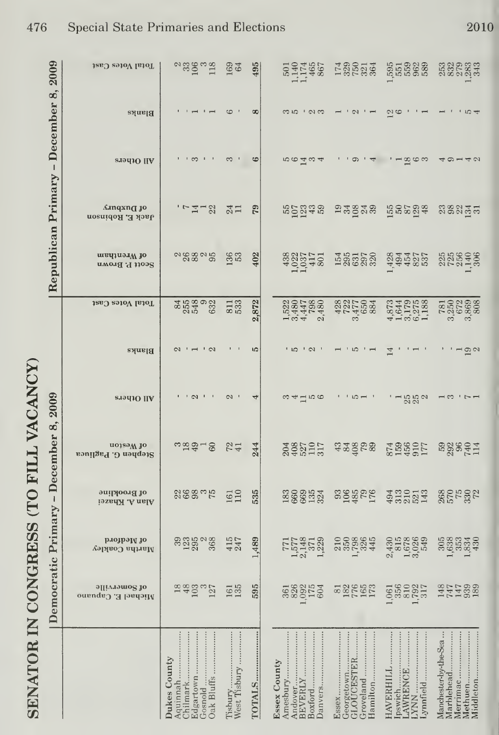# SENATOR IN CONGRESS (TO FILL VACANCY)

| | Democratic Primary – December 8, 2009 | | | | | | | Republican Primary – December 8, 2009 | | | | |
|---|---|---|---|---|---|---|---|---|---|---|---|---|
| | Michael E. Capuano of Somerville | Martha Coakley of Medford | Alan A. Khazei of Brookline | Stephen G. Pagliuca of Weston | All Others | Blanks | Total Votes Cast | Scott P. Brown of Wrentham | Jack E. Robinson of Duxbury | All Others | Blanks | Total Votes Cast |
| **Dukes County** | | | | | | | | | | | | |
| Aquinnah | 18 | 39 | 22 | 3 | - | 2 | 84 | 2 | - | - | - | 2 |
| Chilmark | 48 | 123 | 66 | 18 | - | - | 255 | 26 | 7 | - | - | 33 |
| Edgartown | 103 | 295 | 98 | 49 | 2 | 1 | 548 | 88 | 14 | 3 | 1 | 106 |
| Gosnold | 3 | 2 | 3 | 1 | - | - | 9 | 2 | 1 | - | - | 3 |
| Oak Bluffs | 127 | 368 | 75 | 60 | - | 2 | 632 | 95 | 22 | - | 1 | 118 |
| Tisbury | 161 | 415 | 161 | 72 | 2 | - | 811 | 136 | 24 | 3 | 6 | 169 |
| West Tisbury | 135 | 247 | 110 | 41 | - | - | 533 | 53 | 11 | - | - | 64 |
| **TOTALS** | **595** | **1,489** | **535** | **244** | **4** | **5** | **2,872** | **402** | **79** | **6** | **8** | **495** |
| **Essex County** | | | | | | | | | | | | |
| Amesbury | 361 | 771 | 183 | 204 | 3 | - | 1,522 | 438 | 55 | 5 | 3 | 501 |
| Andover | 826 | 1,577 | 660 | 408 | 4 | 5 | 3,480 | 1,022 | 107 | 6 | 5 | 1,140 |
| BEVERLY | 1,092 | 2,148 | 669 | 527 | 11 | - | 4,447 | 1,037 | 123 | 14 | - | 1,174 |
| Boxford | 175 | 371 | 135 | 110 | 5 | 2 | 798 | 417 | 43 | 3 | 2 | 465 |
| Danvers | 604 | 1,229 | 324 | 317 | 6 | - | 2,480 | 801 | 59 | 4 | 3 | 867 |
| Essex | 81 | 210 | 93 | 43 | - | 1 | 428 | 154 | 19 | - | 1 | 174 |
| Georgetown | 182 | 350 | 106 | 84 | - | - | 722 | 295 | 34 | - | - | 329 |
| GLOUCESTER | 776 | 1,798 | 485 | 408 | 5 | 5 | 3,477 | 631 | 108 | 9 | 2 | 750 |
| Groveland | 165 | 326 | 79 | 79 | 1 | - | 650 | 297 | 24 | - | - | 321 |
| Hamilton | 173 | 445 | 176 | 89 | - | 1 | 884 | 320 | 39 | 4 | 1 | 364 |
| HAVERHILL | 1,061 | 2,430 | 494 | 874 | - | 14 | 4,873 | 1,428 | 155 | - | 12 | 1,595 |
| Ipswich | 356 | 815 | 313 | 159 | 1 | - | 1,644 | 494 | 50 | 1 | 6 | 551 |
| LAWRENCE | 810 | 1,678 | 210 | 456 | 25 | - | 3,179 | 454 | 87 | 18 | - | 559 |
| LYNN | 1,792 | 3,026 | 521 | 910 | 25 | 1 | 6,275 | 827 | 129 | 6 | - | 962 |
| Lynnfield | 317 | 549 | 143 | 177 | 2 | - | 1,188 | 537 | 48 | 3 | 1 | 589 |
| Manchester-by-the-Sea | 148 | 305 | 268 | 59 | 1 | - | 781 | 225 | 23 | 4 | 1 | 253 |
| Marblehead | 747 | 1,638 | 570 | 292 | 3 | - | 3,250 | 725 | 98 | 9 | - | 832 |
| Merrimac | 147 | 353 | 75 | 96 | - | 1 | 672 | 256 | 22 | 1 | - | 279 |
| Methuen | 939 | 1,834 | 330 | 740 | 7 | 19 | 3,869 | 1,140 | 134 | 4 | 5 | 1,283 |
| Middleton | 189 | 430 | 72 | 114 | 1 | 2 | 808 | 306 | 31 | 2 | 4 | 343 |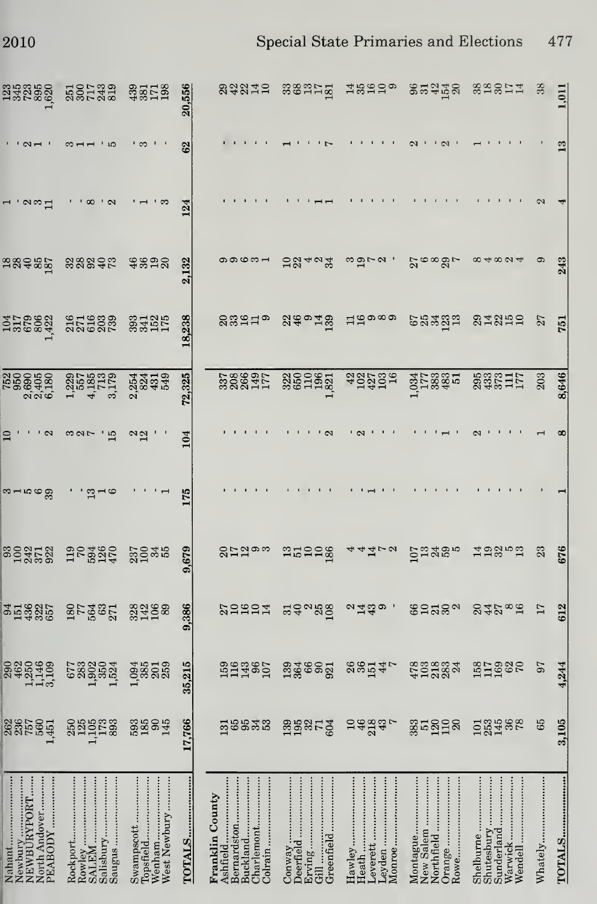| | | | | | | | | | | | | |
|---|---|---|---|---|---|---|---|---|---|---|---|---|
| Nahant | 262 | 290 | 94 | 93 | 3 | 10 | 752 | 104 | 18 | 1 | - | 123 |
| Newbury | 236 | 462 | 151 | 100 | 1 | - | 950 | 317 | 28 | - | - | 345 |
| NEWBURYPORT | 757 | 1,250 | 436 | 242 | 5 | - | 2,690 | 679 | 40 | 2 | 2 | 723 |
| North Andover | 560 | 1,146 | 322 | 371 | 6 | - | 2,405 | 806 | 85 | 3 | 1 | 895 |
| PEABODY | 1,451 | 3,109 | 657 | 922 | 39 | 2 | 6,180 | 1,422 | 187 | 11 | - | 1,620 |
| Rockport | 250 | 677 | 180 | 119 | - | 3 | 1,229 | 216 | 32 | - | 3 | 251 |
| Rowley | 125 | 283 | 77 | 70 | - | 2 | 557 | 271 | 28 | - | 1 | 300 |
| SALEM | 1,105 | 1,902 | 564 | 594 | 13 | 7 | 4,185 | 616 | 92 | 8 | 1 | 717 |
| Salisbury | 173 | 350 | 63 | 126 | 1 | - | 713 | 203 | 40 | - | - | 243 |
| Saugus | 893 | 1,524 | 271 | 470 | 6 | 15 | 3,179 | 739 | 73 | 2 | 5 | 819 |
| Swampscott | 593 | 1,094 | 328 | 237 | - | 2 | 2,254 | 393 | 46 | - | - | 439 |
| Topsfield | 185 | 385 | 142 | 100 | - | 12 | 824 | 341 | 36 | 1 | 3 | 381 |
| Wenham | 90 | 201 | 106 | 34 | - | - | 431 | 152 | 19 | - | - | 171 |
| West Newbury | 145 | 259 | 89 | 55 | 1 | - | 549 | 175 | 20 | 3 | - | 198 |
| **TOTALS** | **17,766** | **35,215** | **9,386** | **9,679** | **175** | **104** | **72,325** | **18,238** | **2,132** | **124** | **62** | **20,556** |
| **Franklin County** | | | | | | | | | | | | |
| Ashfield | 131 | 159 | 27 | 20 | - | - | 337 | 20 | 9 | - | - | 29 |
| Bernardston | 65 | 116 | 10 | 17 | - | - | 208 | 33 | 9 | - | - | 42 |
| Buckland | 95 | 143 | 16 | 12 | - | - | 266 | 16 | 6 | - | - | 22 |
| Charlemont | 34 | 96 | 10 | 9 | - | - | 149 | 11 | 3 | - | - | 14 |
| Colrain | 53 | 107 | 14 | 3 | - | - | 177 | 9 | 1 | - | - | 10 |
| Conway | 139 | 139 | 31 | 13 | - | - | 322 | 22 | 10 | - | 1 | 33 |
| Deerfield | 195 | 364 | 40 | 51 | - | - | 650 | 46 | 22 | - | - | 68 |
| Erving | 32 | 66 | 2 | 10 | - | - | 110 | 9 | 4 | - | - | 13 |
| Gill | 71 | 90 | 25 | 10 | - | - | 196 | 14 | 2 | 1 | - | 17 |
| Greenfield | 604 | 921 | 108 | 186 | - | 2 | 1,821 | 139 | 34 | 1 | 7 | 181 |
| Hawley | 10 | 26 | 2 | 4 | - | - | 42 | 11 | 3 | - | - | 14 |
| Heath | 46 | 36 | 14 | 4 | - | 2 | 102 | 16 | 19 | - | - | 35 |
| Leverett | 218 | 151 | 43 | 14 | 1 | - | 427 | 9 | 7 | - | - | 16 |
| Leyden | 43 | 44 | 9 | 7 | - | - | 103 | 8 | 2 | - | - | 10 |
| Monroe | 7 | 7 | - | 2 | - | - | 16 | 9 | - | - | - | 9 |
| Montague | 383 | 478 | 66 | 107 | - | - | 1,034 | 67 | 27 | - | 2 | 96 |
| New Salem | 51 | 103 | 10 | 13 | - | - | 177 | 25 | 6 | - | - | 31 |
| Northfield | 120 | 218 | 21 | 24 | - | - | 383 | 34 | 8 | - | - | 42 |
| Orange | 110 | 283 | 30 | 59 | - | 1 | 483 | 123 | 29 | - | 2 | 154 |
| Rowe | 20 | 24 | 2 | 5 | - | - | 51 | 13 | 7 | - | - | 20 |
| Shelburne | 101 | 158 | 20 | 14 | - | 2 | 295 | 29 | 8 | - | 1 | 38 |
| Shutesbury | 253 | 117 | 44 | 19 | - | - | 433 | 14 | 4 | - | - | 18 |
| Sunderland | 145 | 169 | 27 | 32 | - | - | 373 | 22 | 8 | - | - | 30 |
| Warwick | 36 | 62 | 8 | 5 | - | - | 111 | 15 | 2 | - | - | 17 |
| Wendell | 78 | 70 | 16 | 13 | - | - | 177 | 10 | 4 | - | - | 14 |
| Whately | 65 | 97 | 17 | 23 | - | 1 | 203 | 27 | 9 | 2 | - | 38 |
| **TOTALS** | **3,105** | **4,244** | **612** | **676** | **1** | **8** | **8,646** | **751** | **243** | **4** | **13** | **1,011** |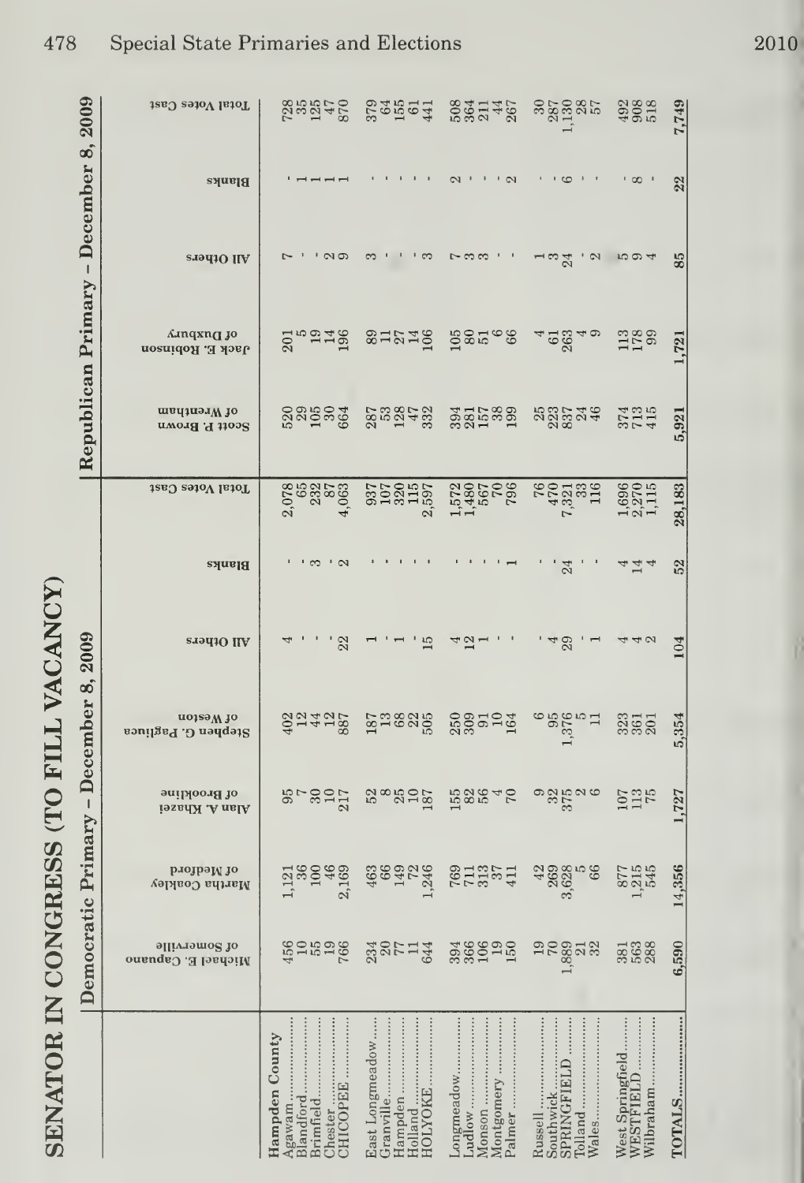# SENATOR IN CONGRESS (TO FILL VACANCY)

| | Democratic Primary – December 8, 2009 | | | | | | | Republican Primary – December 8, 2009 | | | | |
|---|---|---|---|---|---|---|---|---|---|---|---|---|
| | Michael E. Capuano of Somerville | Martha Coakley of Medford | Alan A. Khazei of Brookline | Stephen G. Pagliuca of Weston | All Others | Blanks | Total Votes Cast | Scott P. Brown of Wrentham | Jack E. Robinson of Duxbury | All Others | Blanks | Total Votes Cast |
| **Hampden County** | | | | | | | | | | | | |
| Agawam | 456 | 1,121 | 95 | 402 | 4 | - | 2,078 | 520 | 201 | 7 | - | 728 |
| Blandford | 10 | 36 | 7 | 12 | - | - | 65 | 29 | 5 | - | 1 | 35 |
| Brimfield | 55 | 100 | 30 | 44 | - | 3 | 232 | 105 | 19 | - | 1 | 125 |
| Chester | 19 | 46 | 10 | 12 | - | - | 87 | 30 | 14 | 2 | 1 | 47 |
| CHICOPEE | 766 | 2,169 | 217 | 887 | 22 | 2 | 4,063 | 664 | 196 | 9 | 1 | 870 |
| East Longmeadow | 234 | 463 | 52 | 187 | 1 | - | 937 | 287 | 89 | 3 | - | 379 |
| Granville | 20 | 66 | 8 | 13 | - | - | 107 | 53 | 11 | - | - | 64 |
| Hampden | 77 | 149 | 25 | 68 | 1 | - | 320 | 128 | 27 | - | - | 155 |
| Holland | 11 | 72 | 10 | 22 | - | - | 115 | 47 | 14 | - | - | 61 |
| HOLYOKE | 644 | 1,246 | 187 | 505 | 15 | - | 2,597 | 332 | 106 | 3 | - | 441 |
| Longmeadow | 394 | 769 | 155 | 250 | 4 | - | 1,572 | 394 | 105 | 7 | 2 | 508 |
| Ludlow | 366 | 711 | 82 | 309 | 12 | - | 1,480 | 281 | 80 | 3 | - | 364 |
| Monson | 106 | 313 | 56 | 91 | 1 | - | 567 | 157 | 51 | 3 | - | 211 |
| Montgomery | 19 | 37 | 4 | 10 | - | - | 70 | 38 | 6 | - | - | 44 |
| Palmer | 150 | 411 | 70 | 164 | - | 1 | 796 | 199 | 66 | - | 2 | 267 |
| Russell | 19 | 42 | 9 | 6 | - | - | 76 | 25 | 4 | 1 | - | 30 |
| Southwick | 70 | 269 | 32 | 95 | 4 | - | 470 | 223 | 61 | 3 | - | 287 |
| SPRINGFIELD | 1,889 | 3,628 | 375 | 1,376 | 29 | 24 | 7,321 | 837 | 263 | 24 | 6 | 1,130 |
| Tolland | 21 | 5 | 2 | 5 | - | - | 33 | 24 | 4 | - | - | 28 |
| Wales | 32 | 66 | 6 | 11 | 1 | - | 116 | 46 | 9 | 2 | - | 57 |
| West Springfield | 381 | 877 | 107 | 323 | 4 | 4 | 1,696 | 374 | 113 | 5 | - | 492 |
| WESTFIELD | 563 | 1,215 | 113 | 361 | 4 | 14 | 2,270 | 713 | 178 | 9 | 8 | 908 |
| Wilbraham | 288 | 545 | 75 | 201 | 2 | 4 | 1,115 | 415 | 99 | 4 | - | 518 |
| **TOTALS** | **6,590** | **14,356** | **1,727** | **5,354** | **104** | **52** | **28,183** | **5,921** | **1,721** | **85** | **22** | **7,749** |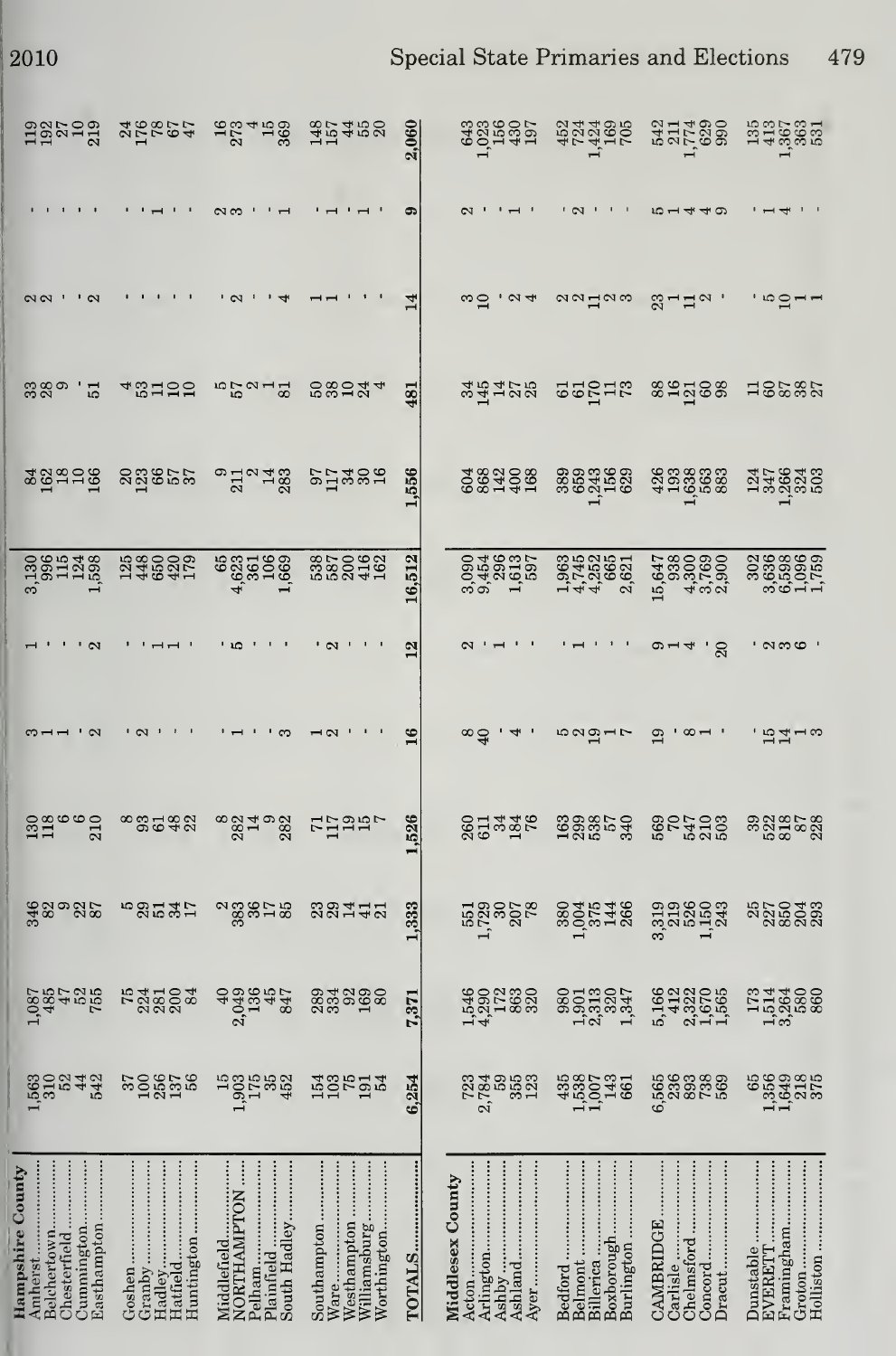| Hampshire County | | | | | | | | | | | |
|---|---|---|---|---|---|---|---|---|---|---|---|
| Amherst | 1,563 | 1,087 | 346 | 130 | 3 | 1 | 3,130 | 84 | 33 | 2 | . |
| Belchertown | 310 | 485 | 82 | 118 | 1 | . | 996 | 162 | 28 | 2 | . |
| Chesterfield | 52 | 47 | 9 | 6 | 1 | . | 115 | 18 | 9 | . | . |
| Cummington | 44 | 52 | 22 | 6 | . | . | 124 | 10 | . | . | . |
| Easthampton | 542 | 755 | 87 | 210 | 2 | 2 | 1,598 | 166 | 51 | 2 | . |
| Goshen | 37 | 75 | 5 | 8 | . | . | 125 | 20 | 4 | . | . |
| Granby | 100 | 224 | 29 | 93 | 2 | . | 448 | 123 | 53 | . | . |
| Hadley | 256 | 281 | 51 | 61 | . | 1 | 650 | 66 | 11 | . | 1 |
| Hatfield | 137 | 200 | 34 | 48 | . | 1 | 420 | 57 | 10 | . | . |
| Huntington | 56 | 84 | 17 | 22 | . | . | 179 | 37 | 10 | . | . |
| Middlefield | 15 | 40 | 2 | 8 | . | . | 65 | 9 | 5 | . | 2 |
| NORTHAMPTON | 1,903 | 2,049 | 383 | 282 | 1 | 5 | 4,623 | 211 | 57 | 2 | 3 |
| Pelham | 175 | 136 | 36 | 14 | . | . | 361 | 2 | 2 | . | . |
| Plainfield | 35 | 45 | 17 | 9 | . | . | 106 | 14 | 1 | . | . |
| South Hadley | 452 | 847 | 85 | 282 | 3 | . | 1,669 | 283 | 81 | 4 | 1 |
| Southampton | 154 | 289 | 23 | 71 | 1 | . | 538 | 97 | 50 | 1 | . |
| Ware | 103 | 334 | 29 | 117 | 2 | 2 | 587 | 117 | 38 | 1 | 1 |
| Westhampton | 75 | 92 | 14 | 19 | . | . | 200 | 34 | 10 | . | . |
| Williamsburg | 191 | 169 | 41 | 15 | . | . | 416 | 30 | 24 | . | 1 |
| Worthington | 54 | 80 | 21 | 7 | . | . | 162 | 16 | 4 | . | . |
| TOTALS | 6,254 | 7,371 | 1,333 | 1,526 | 16 | 12 | 16,512 | 1,556 | 481 | 14 | 9 |

| Hampshire County (cont.) | |
|---|---|
| Amherst | 119 |
| Belchertown | 192 |
| Chesterfield | 27 |
| Cummington | 10 |
| Easthampton | 219 |
| Goshen | 24 |
| Granby | 176 |
| Hadley | 78 |
| Hatfield | 67 |
| Huntington | 47 |
| Middlefield | 16 |
| NORTHAMPTON | 273 |
| Pelham | 4 |
| Plainfield | 15 |
| South Hadley | 369 |
| Southampton | 148 |
| Ware | 157 |
| Westhampton | 44 |
| Williamsburg | 55 |
| Worthington | 20 |
| TOTALS | 2,060 |

| Middlesex County | | | | | | | | | | | | |
|---|---|---|---|---|---|---|---|---|---|---|---|---|
| Acton | 723 | 1,546 | 551 | 260 | 8 | 2 | 3,090 | 604 | 34 | 3 | 2 | 643 |
| Arlington | 2,784 | 4,290 | 1,729 | 611 | 40 | . | 9,454 | 868 | 145 | 10 | . | 1,023 |
| Ashby | 59 | 172 | 30 | 34 | . | 1 | 296 | 142 | 14 | . | . | 156 |
| Ashland | 355 | 863 | 207 | 184 | 4 | . | 1,613 | 400 | 27 | 2 | 1 | 430 |
| Ayer | 123 | 320 | 78 | 76 | . | . | 597 | 168 | 25 | 4 | . | 197 |
| Bedford | 435 | 980 | 380 | 163 | 5 | . | 1,963 | 389 | 61 | 2 | . | 452 |
| Belmont | 1,538 | 1,901 | 1,004 | 299 | 2 | 1 | 4,745 | 659 | 61 | 2 | 2 | 724 |
| Billerica | 1,007 | 2,313 | 375 | 538 | 19 | . | 4,252 | 1,243 | 170 | 11 | . | 1,424 |
| Boxborough | 143 | 320 | 144 | 57 | 1 | . | 665 | 156 | 11 | 2 | . | 169 |
| Burlington | 661 | 1,347 | 266 | 340 | 7 | . | 2,621 | 629 | 73 | 3 | . | 705 |
| CAMBRIDGE | 6,565 | 5,166 | 3,319 | 569 | 19 | 9 | 15,647 | 426 | 88 | 23 | 5 | 542 |
| Carlisle | 236 | 412 | 219 | 70 | . | 1 | 938 | 193 | 16 | 1 | 1 | 211 |
| Chelmsford | 893 | 2,322 | 526 | 547 | 8 | 4 | 4,300 | 1,638 | 121 | 11 | 4 | 1,774 |
| Concord | 738 | 1,670 | 1,150 | 210 | 1 | . | 3,769 | 563 | 60 | 2 | 4 | 629 |
| Dracut | 569 | 1,565 | 243 | 503 | . | 20 | 2,900 | 883 | 98 | . | 9 | 990 |
| Dunstable | 65 | 173 | 25 | 39 | . | . | 302 | 124 | 11 | . | . | 135 |
| EVERETT | 1,356 | 1,514 | 227 | 522 | 15 | 2 | 3,636 | 347 | 60 | 5 | 1 | 413 |
| Framingham | 1,649 | 3,264 | 850 | 818 | 14 | 3 | 6,598 | 1,266 | 87 | 10 | 4 | 1,367 |
| Groton | 218 | 580 | 204 | 87 | 1 | 6 | 1,096 | 324 | 38 | 1 | . | 363 |
| Holliston | 375 | 860 | 293 | 228 | 3 | . | 1,759 | 503 | 27 | 1 | . | 531 |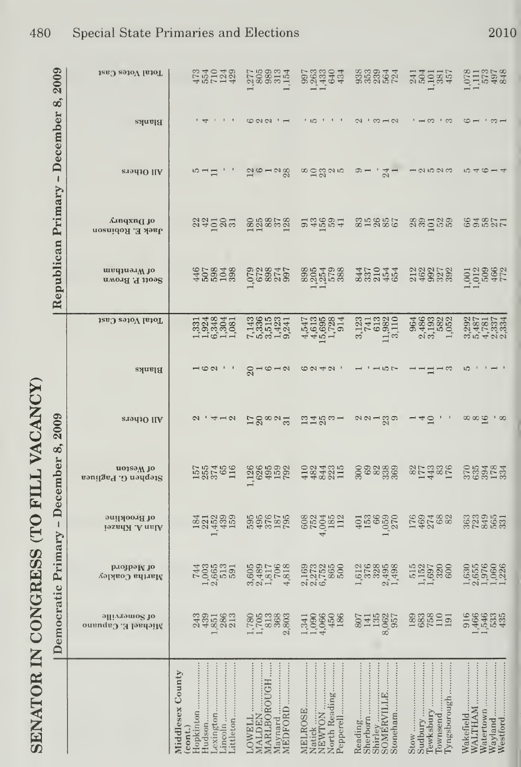# SENATOR IN CONGRESS (TO FILL VACANCY)

| | Democratic Primary – December 8, 2009 | | | | | | | Republican Primary – December 8, 2009 | | | | |
|---|---|---|---|---|---|---|---|---|---|---|---|---|
| | Michael E. Capuano of Somerville | Martha Coakley of Medford | Alan A. Khazei of Brookline | Stephen G. Pagliuca of Weston | All Others | Blanks | Total Votes Cast | Scott P. Brown of Wrentham | Jack E. Robinson of Duxbury | All Others | Blanks | Total Votes Cast |
| **Middlesex County (cont.)** | | | | | | | | | | | | |
| Hopkinton | 243 | 744 | 184 | 157 | 2 | 1 | 1,331 | 446 | 22 | 5 | - | 473 |
| Hudson | 439 | 1,003 | 221 | 255 | - | 6 | 1,924 | 507 | 42 | 1 | 4 | 554 |
| Lexington | 1,851 | 2,665 | 1,452 | 374 | 4 | 2 | 6,348 | 598 | 101 | 11 | - | 710 |
| Lincoln | 286 | 513 | 439 | 65 | 1 | - | 1,304 | 104 | 20 | - | - | 124 |
| Littleton | 213 | 591 | 159 | 116 | 2 | - | 1,081 | 398 | 31 | - | - | 429 |
| LOWELL | 1,780 | 3,605 | 595 | 1,126 | 17 | 20 | 7,143 | 1,079 | 180 | 12 | 6 | 1,277 |
| MALDEN | 1,705 | 2,489 | 495 | 626 | 20 | 1 | 5,336 | 672 | 125 | 6 | 2 | 805 |
| MARLBOROUGH | 813 | 1,817 | 376 | 495 | 8 | 6 | 3,515 | 898 | 88 | 1 | 2 | 989 |
| Maynard | 368 | 706 | 187 | 159 | 2 | 1 | 1,423 | 274 | 37 | 2 | - | 313 |
| MEDFORD | 2,803 | 4,818 | 795 | 792 | 31 | 2 | 9,241 | 997 | 128 | 28 | 1 | 1,154 |
| MELROSE | 1,341 | 2,169 | 608 | 410 | 13 | 6 | 4,547 | 898 | 91 | 8 | - | 997 |
| Natick | 1,090 | 2,273 | 752 | 482 | 14 | 2 | 4,613 | 1,205 | 43 | 10 | 5 | 1,263 |
| NEWTON | 4,066 | 6,752 | 4,004 | 844 | 25 | 4 | 15,695 | 1,254 | 156 | 23 | - | 1,433 |
| North Reading | 450 | 865 | 185 | 223 | 3 | 2 | 1,728 | 579 | 59 | 2 | - | 640 |
| Pepperell | 186 | 500 | 112 | 115 | 1 | - | 914 | 388 | 41 | 5 | - | 434 |
| Reading | 807 | 1,612 | 401 | 300 | 2 | 1 | 3,123 | 844 | 83 | 9 | 2 | 938 |
| Sherborn | 141 | 376 | 153 | 69 | 2 | - | 741 | 337 | 15 | 1 | - | 353 |
| Shirley | 135 | 328 | 66 | 82 | 1 | 1 | 613 | 210 | 26 | - | 3 | 239 |
| SOMERVILLE | 8,062 | 2,495 | 1,059 | 338 | 23 | 5 | 11,982 | 454 | 85 | 24 | 1 | 564 |
| Stoneham | 957 | 1,498 | 270 | 369 | 9 | 7 | 3,110 | 654 | 67 | 1 | 2 | 724 |
| Stow | 189 | 515 | 176 | 82 | 1 | 1 | 964 | 212 | 28 | 1 | - | 241 |
| Sudbury | 683 | 1,152 | 469 | 177 | 4 | 1 | 2,486 | 462 | 39 | 2 | 1 | 504 |
| Tewksbury | 758 | 1,697 | 274 | 443 | 10 | 11 | 3,193 | 992 | 101 | 5 | 3 | 1,101 |
| Townsend | 110 | 320 | 68 | 83 | - | 1 | 582 | 327 | 52 | 2 | - | 381 |
| Tyngsborough | 191 | 600 | 82 | 176 | - | 3 | 1,052 | 392 | 59 | 3 | 3 | 457 |
| Wakefield | 916 | 1,630 | 363 | 370 | 8 | 5 | 3,292 | 1,001 | 66 | 5 | 6 | 1,078 |
| WALTHAM | 1,466 | 2,655 | 723 | 635 | 8 | - | 5,487 | 1,012 | 94 | 4 | 1 | 1,111 |
| Watertown | 1,546 | 1,976 | 849 | 394 | 16 | - | 4,781 | 509 | 58 | 6 | - | 573 |
| Wayland | 533 | 1,060 | 565 | 178 | - | 1 | 2,337 | 466 | 27 | 1 | 3 | 497 |
| Westford | 435 | 1,226 | 331 | 334 | 8 | - | 2,334 | 772 | 71 | 4 | 1 | 848 |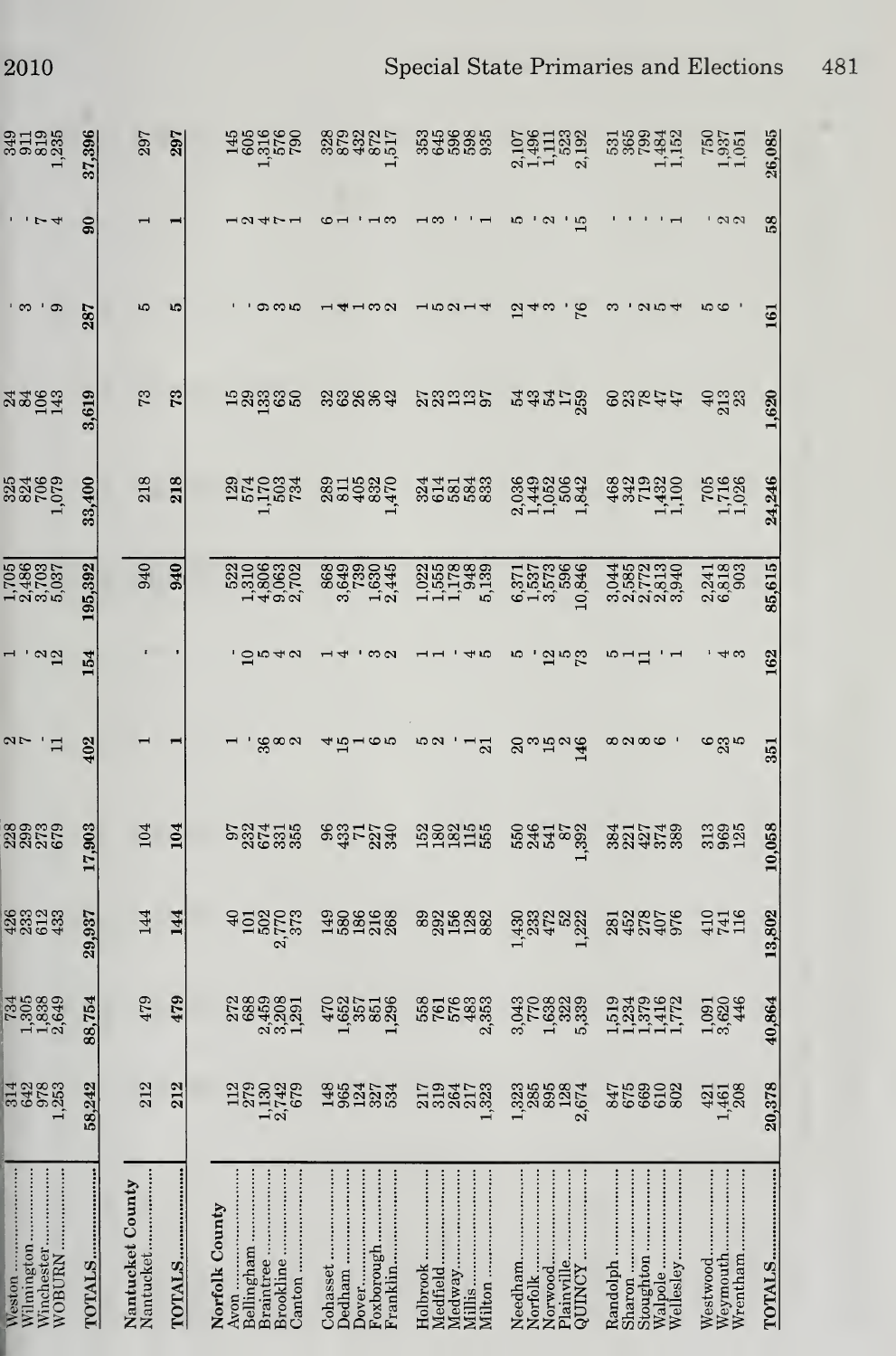| City/Town | | | | | | | | | | | | |
|---|---|---|---|---|---|---|---|---|---|---|---|---|
| Weston | 314 | 734 | 426 | 228 | 2 | 1 | 1,705 | 325 | 24 | - | - | 349 |
| Wilmington | 642 | 1,305 | 233 | 299 | 7 | - | 2,486 | 824 | 84 | 3 | - | 911 |
| Winchester | 978 | 1,838 | 612 | 273 | - | 2 | 3,703 | 706 | 106 | - | 7 | 819 |
| WOBURN | 1,253 | 2,649 | 433 | 679 | 11 | 12 | 5,037 | 1,079 | 143 | 9 | 4 | 1,235 |
| TOTALS | 58,242 | 88,754 | 29,937 | 17,903 | 402 | 154 | 195,392 | 33,400 | 3,619 | 287 | 90 | 37,396 |
| **Nantucket County** | | | | | | | | | | | | |
| Nantucket | 212 | 479 | 144 | 104 | 1 | - | 940 | 218 | 73 | 5 | 1 | 297 |
| TOTALS | 212 | 479 | 144 | 104 | 1 | - | 940 | 218 | 73 | 5 | 1 | 297 |
| **Norfolk County** | | | | | | | | | | | | |
| Avon | 112 | 272 | 40 | 97 | 1 | - | 522 | 129 | 15 | - | 1 | 145 |
| Bellingham | 279 | 688 | 101 | 232 | - | 10 | 1,310 | 574 | 29 | - | 2 | 605 |
| Braintree | 1,130 | 2,459 | 502 | 674 | 36 | 5 | 4,806 | 1,170 | 133 | 9 | 4 | 1,316 |
| Brookline | 2,742 | 3,208 | 2,770 | 331 | 8 | 4 | 9,063 | 503 | 63 | 3 | 7 | 576 |
| Canton | 679 | 1,291 | 373 | 355 | 2 | 2 | 2,702 | 734 | 50 | 5 | 1 | 790 |
| Cohasset | 148 | 470 | 149 | 96 | 4 | 1 | 868 | 289 | 32 | 1 | 6 | 328 |
| Dedham | 965 | 1,652 | 580 | 433 | 15 | 4 | 3,649 | 811 | 63 | 4 | 1 | 879 |
| Dover | 124 | 357 | 186 | 71 | 1 | - | 739 | 405 | 26 | 1 | - | 432 |
| Foxborough | 327 | 851 | 216 | 227 | 6 | 3 | 1,630 | 832 | 36 | 3 | 1 | 872 |
| Franklin | 534 | 1,296 | 268 | 340 | 5 | 2 | 2,445 | 1,470 | 42 | 2 | 3 | 1,517 |
| Holbrook | 217 | 558 | 89 | 152 | 5 | 1 | 1,022 | 324 | 27 | 1 | 1 | 353 |
| Medfield | 319 | 761 | 292 | 180 | 2 | 1 | 1,555 | 614 | 23 | 5 | 3 | 645 |
| Medway | 264 | 576 | 156 | 182 | - | - | 1,178 | 581 | 13 | 2 | - | 596 |
| Millis | 217 | 483 | 128 | 115 | 1 | 4 | 948 | 584 | 13 | 1 | - | 598 |
| Milton | 1,323 | 2,353 | 882 | 555 | 21 | 5 | 5,139 | 833 | 97 | 4 | 1 | 935 |
| Needham | 1,323 | 3,043 | 1,430 | 550 | 20 | 5 | 6,371 | 2,036 | 54 | 12 | 5 | 2,107 |
| Norfolk | 285 | 770 | 233 | 246 | 3 | - | 1,537 | 1,449 | 43 | 4 | - | 1,496 |
| Norwood | 895 | 1,638 | 472 | 541 | 15 | 12 | 3,573 | 1,052 | 54 | 3 | 2 | 1,111 |
| Plainville | 128 | 322 | 52 | 87 | 2 | 5 | 596 | 506 | 17 | - | - | 523 |
| QUINCY | 2,674 | 5,339 | 1,222 | 1,392 | 146 | 73 | 10,846 | 1,842 | 259 | 76 | 15 | 2,192 |
| Randolph | 847 | 1,519 | 281 | 384 | 8 | 5 | 3,044 | 468 | 60 | 3 | - | 531 |
| Sharon | 675 | 1,234 | 452 | 221 | 2 | 1 | 2,585 | 342 | 23 | - | - | 365 |
| Stoughton | 669 | 1,379 | 278 | 427 | 8 | 11 | 2,772 | 719 | 78 | 2 | - | 799 |
| Walpole | 610 | 1,416 | 407 | 374 | 6 | - | 2,813 | 1,432 | 47 | 5 | - | 1,484 |
| Wellesley | 802 | 1,772 | 976 | 389 | - | 1 | 3,940 | 1,100 | 47 | 4 | 1 | 1,152 |
| Westwood | 421 | 1,091 | 410 | 313 | 6 | - | 2,241 | 705 | 40 | 5 | - | 750 |
| Weymouth | 1,461 | 3,620 | 741 | 969 | 23 | 4 | 6,818 | 1,716 | 213 | 6 | 2 | 1,937 |
| Wrentham | 208 | 446 | 116 | 125 | 5 | 3 | 903 | 1,026 | 23 | - | 2 | 1,051 |
| TOTALS | 20,378 | 40,864 | 13,802 | 10,058 | 351 | 162 | 85,615 | 24,246 | 1,620 | 161 | 58 | 26,085 |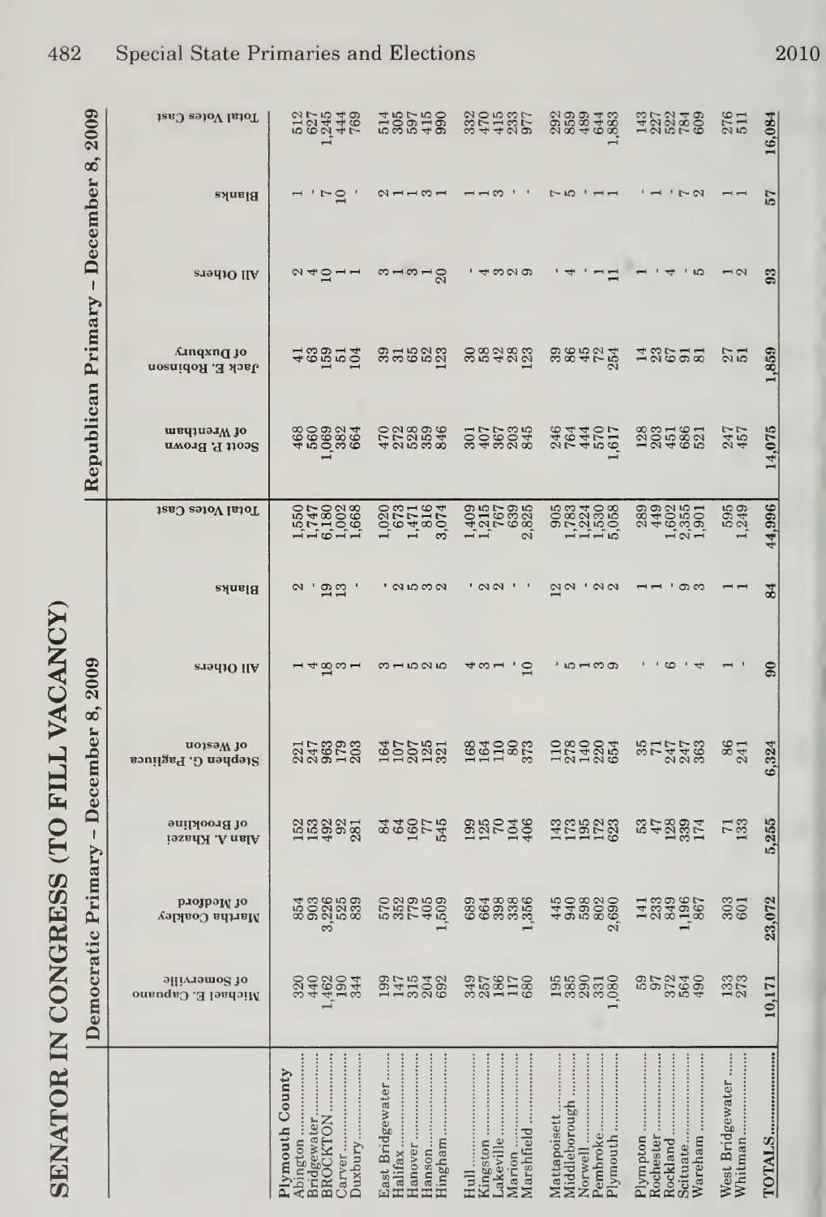# SENATOR IN CONGRESS (TO FILL VACANCY)

| | Democratic Primary – December 8, 2009 | | | | | | | Republican Primary – December 8, 2009 | | | | |
|---|---|---|---|---|---|---|---|---|---|---|---|---|
| | Michael E. Capuano of Somerville | Martha Coakley of Medford | Alan A. Khazei of Brookline | Stephen G. Pagliuca of Weston | All Others | Blanks | Total Votes Cast | Scott P. Brown of Wrentham | Jack E. Robinson of Duxbury | All Others | Blanks | Total Votes Cast |
| **Plymouth County** | | | | | | | | | | | | |
| Abington | 320 | 854 | 152 | 221 | 1 | 2 | 1,550 | 468 | 41 | 2 | 1 | 512 |
| Bridgewater | 440 | 903 | 153 | 247 | 4 | - | 1,747 | 560 | 63 | 4 | - | 627 |
| BROCKTON | 1,462 | 3,226 | 492 | 963 | 18 | 19 | 6,180 | 1,069 | 159 | 10 | 7 | 1,245 |
| Carver | 190 | 525 | 92 | 179 | 3 | 13 | 1,002 | 382 | 51 | 1 | 10 | 444 |
| Duxbury | 344 | 839 | 281 | 203 | 1 | - | 1,668 | 664 | 104 | 1 | - | 769 |
| East Bridgewater | 199 | 570 | 84 | 164 | 3 | - | 1,020 | 470 | 39 | 3 | 2 | 514 |
| Halifax | 147 | 352 | 64 | 107 | 1 | 2 | 673 | 272 | 31 | 1 | 1 | 305 |
| Hanover | 315 | 779 | 160 | 207 | 5 | 5 | 1,471 | 528 | 65 | 3 | 1 | 597 |
| Hanson | 204 | 405 | 77 | 125 | 2 | 3 | 816 | 359 | 52 | 1 | 3 | 415 |
| Hingham | 692 | 1,509 | 545 | 321 | 5 | 2 | 3,074 | 846 | 123 | 20 | 1 | 990 |
| Hull | 349 | 689 | 199 | 168 | 4 | - | 1,409 | 301 | 30 | - | 1 | 332 |
| Kingston | 257 | 664 | 125 | 164 | 3 | 2 | 1,215 | 407 | 58 | 4 | 1 | 470 |
| Lakeville | 186 | 398 | 70 | 110 | 1 | 2 | 767 | 367 | 42 | 3 | 3 | 415 |
| Marion | 117 | 338 | 104 | 80 | - | - | 639 | 203 | 28 | 2 | - | 233 |
| Marshfield | 680 | 1,356 | 406 | 373 | 10 | - | 2,825 | 845 | 123 | 9 | - | 977 |
| Mattapoisett | 195 | 445 | 143 | 110 | - | 12 | 905 | 246 | 39 | - | 7 | 292 |
| Middleborough | 385 | 940 | 173 | 278 | 5 | 2 | 1,783 | 764 | 86 | 4 | 5 | 859 |
| Norwell | 290 | 598 | 195 | 140 | 1 | - | 1,224 | 444 | 45 | - | - | 489 |
| Pembroke | 331 | 802 | 172 | 220 | 3 | 2 | 1,530 | 570 | 72 | 1 | 1 | 644 |
| Plymouth | 1,080 | 2,690 | 623 | 654 | 9 | 2 | 5,058 | 1,617 | 254 | 11 | 1 | 1,883 |
| Plympton | 59 | 141 | 53 | 35 | - | 1 | 289 | 128 | 14 | 1 | - | 143 |
| Rochester | 97 | 233 | 47 | 71 | - | 1 | 449 | 203 | 23 | - | 1 | 227 |
| Rockland | 372 | 849 | 128 | 247 | 6 | - | 1,602 | 451 | 67 | 4 | - | 522 |
| Scituate | 564 | 1,196 | 339 | 247 | - | 9 | 2,355 | 686 | 91 | - | 7 | 784 |
| Wareham | 490 | 867 | 174 | 363 | 4 | 3 | 1,901 | 521 | 81 | 5 | 2 | 609 |
| West Bridgewater | 133 | 303 | 71 | 86 | 1 | 1 | 595 | 247 | 27 | 1 | 1 | 276 |
| Whitman | 273 | 601 | 133 | 241 | - | 1 | 1,249 | 457 | 51 | 2 | 1 | 511 |
| **TOTALS** | **10,171** | **23,072** | **5,255** | **6,324** | **90** | **84** | **44,996** | **14,075** | **1,859** | **93** | **57** | **16,084** |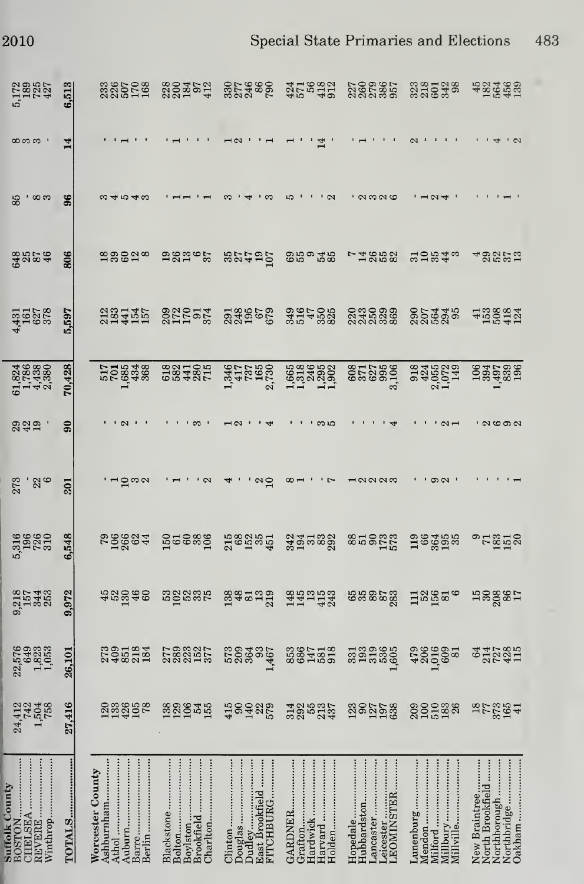| | | | | | | | | | | | | |
|---|---|---|---|---|---|---|---|---|---|---|---|---|
| **Suffolk County** | | | | | | | | | | | | |
| BOSTON | 24,412 | 22,576 | 9,218 | 5,316 | 273 | 29 | 61,824 | 4,431 | 648 | 85 | 8 | 5,172 |
| CHELSEA | 742 | 649 | 157 | 196 | - | 42 | 1,786 | 161 | 25 | - | 3 | 189 |
| REVERE | 1,504 | 1,823 | 344 | 726 | 22 | 19 | 4,438 | 627 | 87 | 8 | 3 | 725 |
| Winthrop | 758 | 1,053 | 253 | 310 | 6 | - | 2,380 | 378 | 46 | 3 | - | 427 |
| TOTALS | 27,416 | 26,101 | 9,972 | 6,548 | 301 | 90 | 70,428 | 5,597 | 806 | 96 | 14 | 6,513 |
| **Worcester County** | | | | | | | | | | | | |
| Ashburnham | 120 | 273 | 45 | 79 | - | - | 517 | 212 | 18 | 3 | - | 233 |
| Athol | 133 | 409 | 52 | 106 | 1 | - | 701 | 183 | 39 | 4 | - | 226 |
| Auburn | 426 | 851 | 130 | 266 | 10 | 2 | 1,685 | 441 | 60 | 5 | 1 | 507 |
| Barre | 105 | 218 | 46 | 62 | 3 | - | 434 | 154 | 12 | 4 | - | 170 |
| Berlin | 78 | 184 | 60 | 44 | 2 | - | 368 | 157 | 8 | 3 | - | 168 |
| Blackstone | 138 | 277 | 53 | 150 | - | - | 618 | 209 | 19 | - | - | 228 |
| Bolton | 129 | 289 | 102 | 61 | 1 | - | 582 | 172 | 26 | 1 | 1 | 200 |
| Boylston | 106 | 223 | 52 | 60 | - | - | 441 | 170 | 13 | 1 | - | 184 |
| Brookfield | 54 | 152 | 33 | 38 | - | 3 | 280 | 91 | 6 | - | - | 97 |
| Charlton | 155 | 377 | 75 | 106 | 2 | - | 715 | 374 | 37 | 1 | - | 412 |
| Clinton | 415 | 573 | 138 | 215 | 4 | 1 | 1,346 | 291 | 35 | 3 | 1 | 330 |
| Douglas | 90 | 209 | 48 | 68 | - | 2 | 417 | 248 | 27 | - | 2 | 277 |
| Dudley | 140 | 364 | 81 | 152 | - | - | 737 | 195 | 47 | 4 | - | 246 |
| East Brookfield | 22 | 93 | 13 | 35 | 2 | - | 165 | 67 | 19 | - | - | 86 |
| FITCHBURG | 579 | 1,467 | 219 | 451 | 10 | 4 | 2,730 | 679 | 107 | 3 | 1 | 790 |
| GARDNER | 314 | 853 | 148 | 342 | 8 | - | 1,665 | 349 | 69 | 5 | 1 | 424 |
| Grafton | 292 | 686 | 145 | 194 | 1 | - | 1,318 | 516 | 55 | - | - | 571 |
| Hardwick | 55 | 147 | 13 | 31 | - | - | 246 | 47 | 9 | - | - | 56 |
| Harvard | 213 | 581 | 415 | 83 | - | 3 | 1,295 | 350 | 54 | - | 14 | 418 |
| Holden | 437 | 918 | 243 | 292 | 7 | 5 | 1,902 | 825 | 85 | 2 | - | 912 |
| Hopedale | 123 | 331 | 65 | 88 | 1 | - | 608 | 220 | 7 | - | - | 227 |
| Hubbardston | 90 | 193 | 35 | 51 | 2 | - | 371 | 243 | 14 | 2 | 1 | 260 |
| Lancaster | 127 | 319 | 89 | 90 | 2 | - | 627 | 250 | 26 | 3 | - | 279 |
| Leicester | 197 | 536 | 87 | 173 | 2 | - | 995 | 329 | 55 | 2 | - | 386 |
| LEOMINSTER | 638 | 1,605 | 283 | 573 | 3 | 4 | 3,106 | 869 | 82 | 6 | - | 957 |
| Lunenburg | 209 | 479 | 111 | 119 | - | - | 918 | 290 | 31 | - | 2 | 323 |
| Mendon | 100 | 206 | 52 | 66 | - | - | 424 | 207 | 10 | 1 | - | 218 |
| Milford | 510 | 1,016 | 156 | 364 | 9 | - | 2,055 | 564 | 35 | 2 | - | 601 |
| Millbury | 183 | 609 | 81 | 195 | 2 | 2 | 1,072 | 294 | 44 | 4 | - | 342 |
| Millville | 26 | 81 | 6 | 35 | - | 1 | 149 | 95 | 3 | - | - | 98 |
| New Braintree | 18 | 64 | 15 | 9 | - | - | 106 | 41 | 4 | - | - | 45 |
| North Brookfield | 77 | 214 | 30 | 71 | - | 2 | 394 | 153 | 29 | - | - | 182 |
| Northborough | 373 | 727 | 208 | 183 | - | 6 | 1,497 | 508 | 52 | - | 4 | 564 |
| Northbridge | 165 | 428 | 86 | 151 | - | 9 | 839 | 418 | 37 | 1 | - | 456 |
| Oakham | 41 | 115 | 17 | 20 | 1 | 2 | 196 | 124 | 13 | - | 2 | 139 |